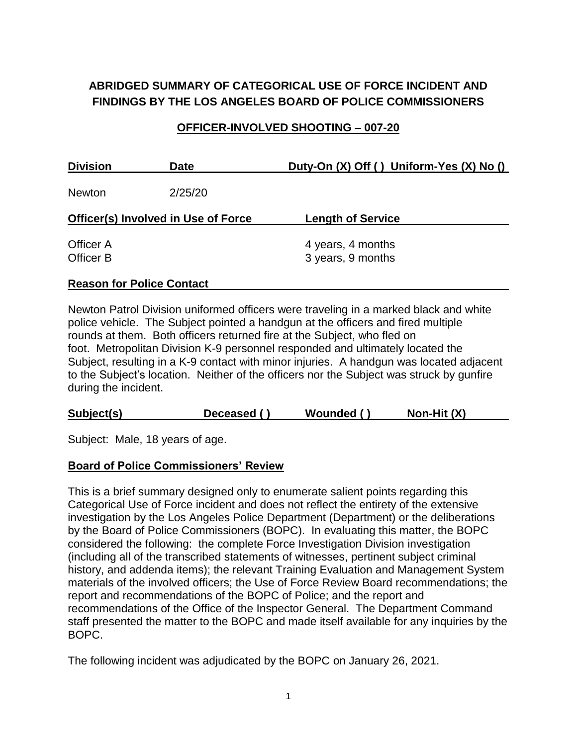# ABRIDGED SUMMARY OF CATEGORICAL USE OF FORCE INCIDENT AND FINDINGS BY THE LOS ANGELES BOARD OF POLICE COMMISSIONERS

## OFFICER-INVOLVED SHOOTING – 007-20

| Division | Date | Duty-On (X) Off ( ) Uniform-Yes (X) No () |
|---|---|---|
| Newton | 2/25/20 | |

| Officer(s) Involved in Use of Force | Length of Service |
|---|---|
| Officer A | 4 years, 4 months |
| Officer B | 3 years, 9 months |

**Reason for Police Contact**

Newton Patrol Division uniformed officers were traveling in a marked black and white police vehicle. The Subject pointed a handgun at the officers and fired multiple rounds at them. Both officers returned fire at the Subject, who fled on foot. Metropolitan Division K-9 personnel responded and ultimately located the Subject, resulting in a K-9 contact with minor injuries. A handgun was located adjacent to the Subject's location. Neither of the officers nor the Subject was struck by gunfire during the incident.

| Subject(s) | Deceased ( ) | Wounded ( ) | Non-Hit (X) |
|---|---|---|---|

Subject: Male, 18 years of age.

**Board of Police Commissioners' Review**

This is a brief summary designed only to enumerate salient points regarding this Categorical Use of Force incident and does not reflect the entirety of the extensive investigation by the Los Angeles Police Department (Department) or the deliberations by the Board of Police Commissioners (BOPC). In evaluating this matter, the BOPC considered the following: the complete Force Investigation Division investigation (including all of the transcribed statements of witnesses, pertinent subject criminal history, and addenda items); the relevant Training Evaluation and Management System materials of the involved officers; the Use of Force Review Board recommendations; the report and recommendations of the BOPC of Police; and the report and recommendations of the Office of the Inspector General. The Department Command staff presented the matter to the BOPC and made itself available for any inquiries by the BOPC.

The following incident was adjudicated by the BOPC on January 26, 2021.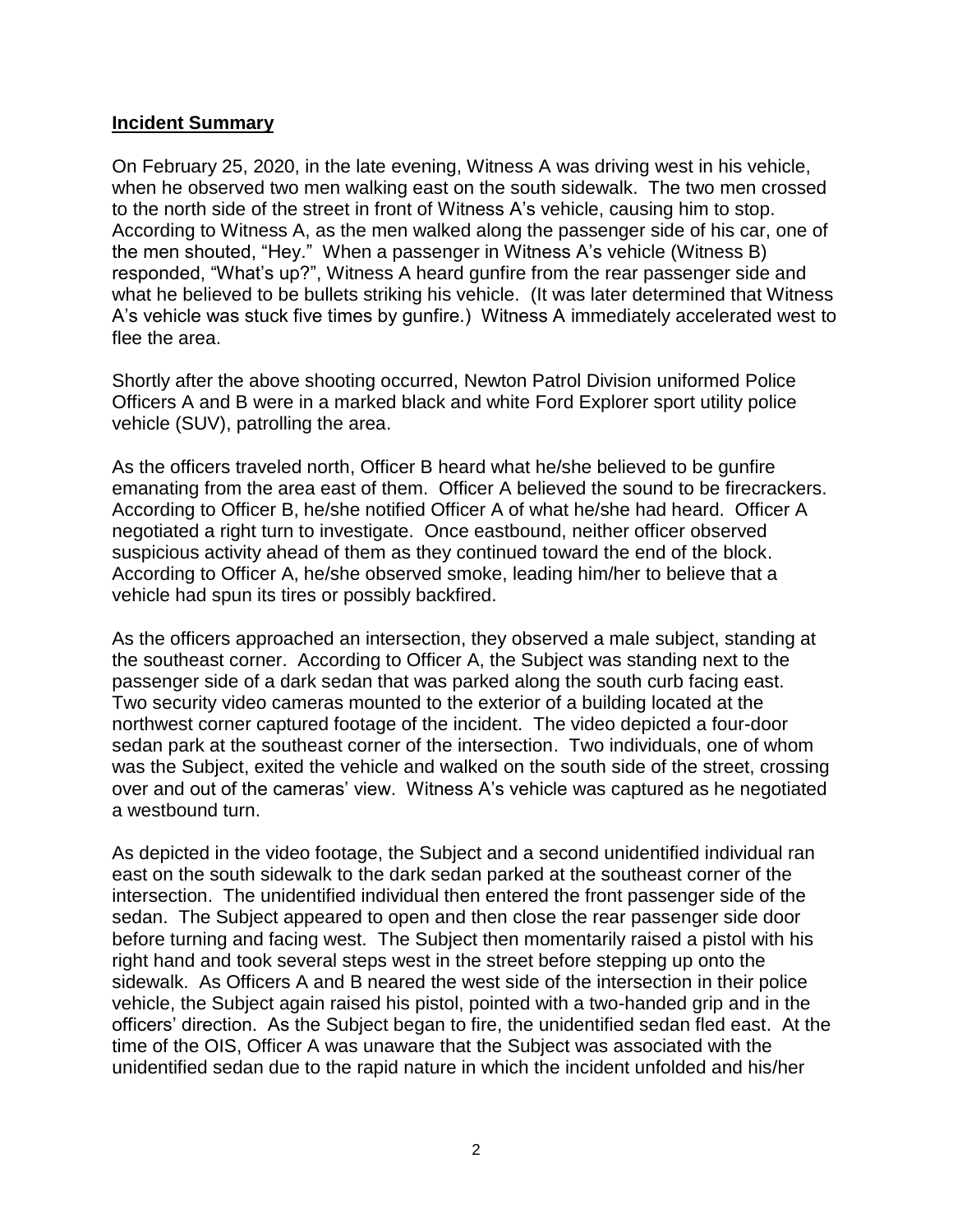**Incident Summary**

On February 25, 2020, in the late evening, Witness A was driving west in his vehicle, when he observed two men walking east on the south sidewalk. The two men crossed to the north side of the street in front of Witness A's vehicle, causing him to stop. According to Witness A, as the men walked along the passenger side of his car, one of the men shouted, "Hey." When a passenger in Witness A's vehicle (Witness B) responded, "What's up?", Witness A heard gunfire from the rear passenger side and what he believed to be bullets striking his vehicle. (It was later determined that Witness A's vehicle was stuck five times by gunfire.) Witness A immediately accelerated west to flee the area.

Shortly after the above shooting occurred, Newton Patrol Division uniformed Police Officers A and B were in a marked black and white Ford Explorer sport utility police vehicle (SUV), patrolling the area.

As the officers traveled north, Officer B heard what he/she believed to be gunfire emanating from the area east of them. Officer A believed the sound to be firecrackers. According to Officer B, he/she notified Officer A of what he/she had heard. Officer A negotiated a right turn to investigate. Once eastbound, neither officer observed suspicious activity ahead of them as they continued toward the end of the block. According to Officer A, he/she observed smoke, leading him/her to believe that a vehicle had spun its tires or possibly backfired.

As the officers approached an intersection, they observed a male subject, standing at the southeast corner. According to Officer A, the Subject was standing next to the passenger side of a dark sedan that was parked along the south curb facing east. Two security video cameras mounted to the exterior of a building located at the northwest corner captured footage of the incident. The video depicted a four-door sedan park at the southeast corner of the intersection. Two individuals, one of whom was the Subject, exited the vehicle and walked on the south side of the street, crossing over and out of the cameras' view. Witness A's vehicle was captured as he negotiated a westbound turn.

As depicted in the video footage, the Subject and a second unidentified individual ran east on the south sidewalk to the dark sedan parked at the southeast corner of the intersection. The unidentified individual then entered the front passenger side of the sedan. The Subject appeared to open and then close the rear passenger side door before turning and facing west. The Subject then momentarily raised a pistol with his right hand and took several steps west in the street before stepping up onto the sidewalk. As Officers A and B neared the west side of the intersection in their police vehicle, the Subject again raised his pistol, pointed with a two-handed grip and in the officers' direction. As the Subject began to fire, the unidentified sedan fled east. At the time of the OIS, Officer A was unaware that the Subject was associated with the unidentified sedan due to the rapid nature in which the incident unfolded and his/her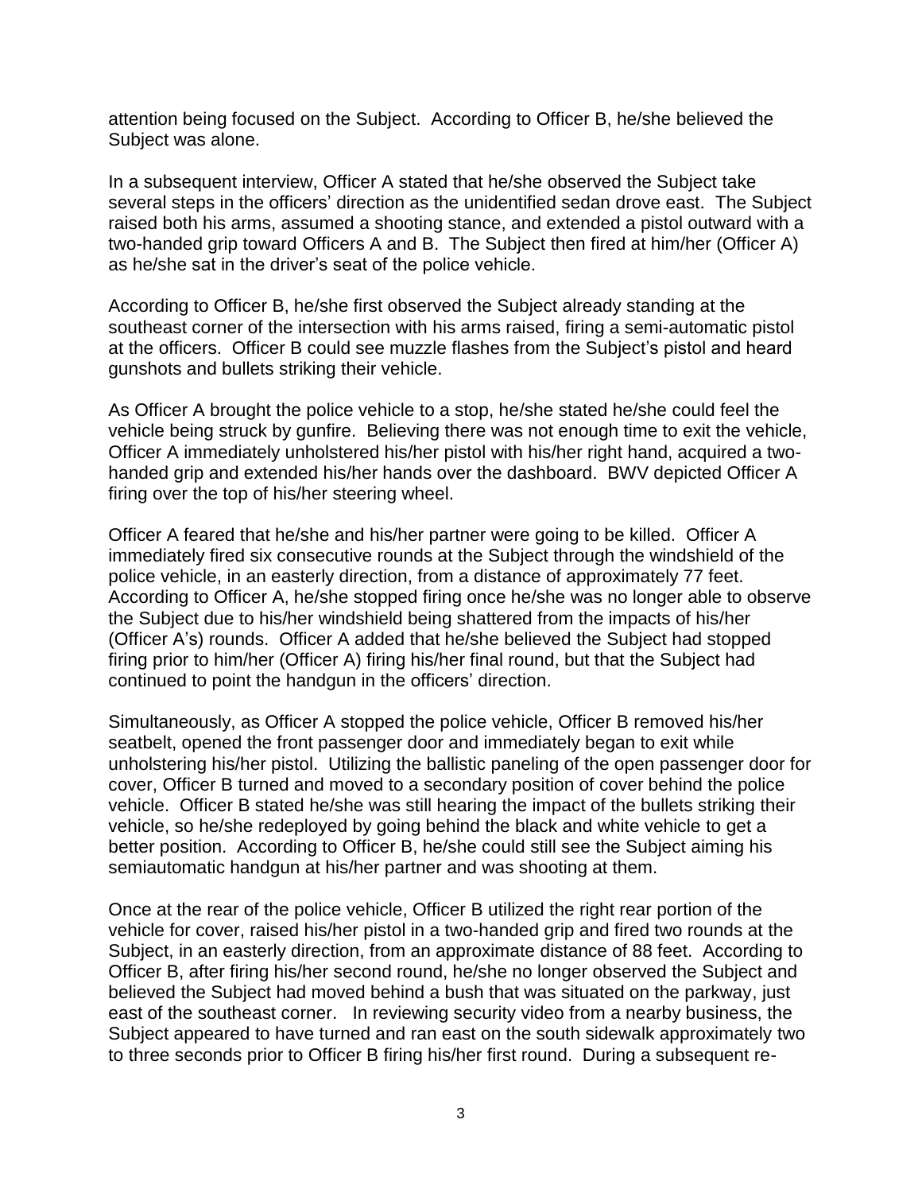attention being focused on the Subject. According to Officer B, he/she believed the Subject was alone.

In a subsequent interview, Officer A stated that he/she observed the Subject take several steps in the officers' direction as the unidentified sedan drove east. The Subject raised both his arms, assumed a shooting stance, and extended a pistol outward with a two-handed grip toward Officers A and B. The Subject then fired at him/her (Officer A) as he/she sat in the driver's seat of the police vehicle.

According to Officer B, he/she first observed the Subject already standing at the southeast corner of the intersection with his arms raised, firing a semi-automatic pistol at the officers. Officer B could see muzzle flashes from the Subject's pistol and heard gunshots and bullets striking their vehicle.

As Officer A brought the police vehicle to a stop, he/she stated he/she could feel the vehicle being struck by gunfire. Believing there was not enough time to exit the vehicle, Officer A immediately unholstered his/her pistol with his/her right hand, acquired a two-handed grip and extended his/her hands over the dashboard. BWV depicted Officer A firing over the top of his/her steering wheel.

Officer A feared that he/she and his/her partner were going to be killed. Officer A immediately fired six consecutive rounds at the Subject through the windshield of the police vehicle, in an easterly direction, from a distance of approximately 77 feet. According to Officer A, he/she stopped firing once he/she was no longer able to observe the Subject due to his/her windshield being shattered from the impacts of his/her (Officer A's) rounds. Officer A added that he/she believed the Subject had stopped firing prior to him/her (Officer A) firing his/her final round, but that the Subject had continued to point the handgun in the officers' direction.

Simultaneously, as Officer A stopped the police vehicle, Officer B removed his/her seatbelt, opened the front passenger door and immediately began to exit while unholstering his/her pistol. Utilizing the ballistic paneling of the open passenger door for cover, Officer B turned and moved to a secondary position of cover behind the police vehicle. Officer B stated he/she was still hearing the impact of the bullets striking their vehicle, so he/she redeployed by going behind the black and white vehicle to get a better position. According to Officer B, he/she could still see the Subject aiming his semiautomatic handgun at his/her partner and was shooting at them.

Once at the rear of the police vehicle, Officer B utilized the right rear portion of the vehicle for cover, raised his/her pistol in a two-handed grip and fired two rounds at the Subject, in an easterly direction, from an approximate distance of 88 feet. According to Officer B, after firing his/her second round, he/she no longer observed the Subject and believed the Subject had moved behind a bush that was situated on the parkway, just east of the southeast corner. In reviewing security video from a nearby business, the Subject appeared to have turned and ran east on the south sidewalk approximately two to three seconds prior to Officer B firing his/her first round. During a subsequent re-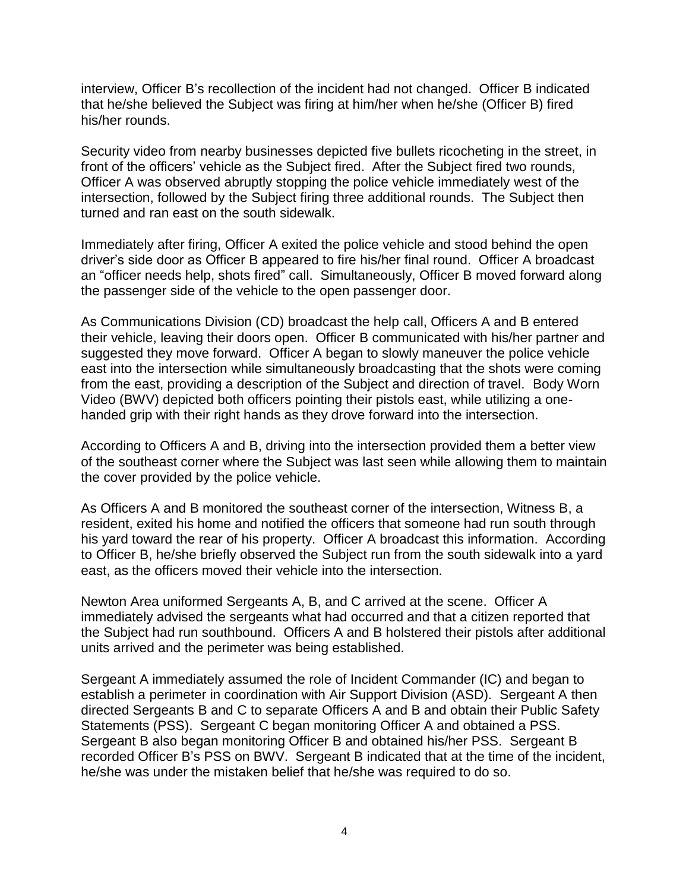interview, Officer B's recollection of the incident had not changed. Officer B indicated that he/she believed the Subject was firing at him/her when he/she (Officer B) fired his/her rounds.

Security video from nearby businesses depicted five bullets ricocheting in the street, in front of the officers' vehicle as the Subject fired. After the Subject fired two rounds, Officer A was observed abruptly stopping the police vehicle immediately west of the intersection, followed by the Subject firing three additional rounds. The Subject then turned and ran east on the south sidewalk.

Immediately after firing, Officer A exited the police vehicle and stood behind the open driver's side door as Officer B appeared to fire his/her final round. Officer A broadcast an "officer needs help, shots fired" call. Simultaneously, Officer B moved forward along the passenger side of the vehicle to the open passenger door.

As Communications Division (CD) broadcast the help call, Officers A and B entered their vehicle, leaving their doors open. Officer B communicated with his/her partner and suggested they move forward. Officer A began to slowly maneuver the police vehicle east into the intersection while simultaneously broadcasting that the shots were coming from the east, providing a description of the Subject and direction of travel. Body Worn Video (BWV) depicted both officers pointing their pistols east, while utilizing a one-handed grip with their right hands as they drove forward into the intersection.

According to Officers A and B, driving into the intersection provided them a better view of the southeast corner where the Subject was last seen while allowing them to maintain the cover provided by the police vehicle.

As Officers A and B monitored the southeast corner of the intersection, Witness B, a resident, exited his home and notified the officers that someone had run south through his yard toward the rear of his property. Officer A broadcast this information. According to Officer B, he/she briefly observed the Subject run from the south sidewalk into a yard east, as the officers moved their vehicle into the intersection.

Newton Area uniformed Sergeants A, B, and C arrived at the scene. Officer A immediately advised the sergeants what had occurred and that a citizen reported that the Subject had run southbound. Officers A and B holstered their pistols after additional units arrived and the perimeter was being established.

Sergeant A immediately assumed the role of Incident Commander (IC) and began to establish a perimeter in coordination with Air Support Division (ASD). Sergeant A then directed Sergeants B and C to separate Officers A and B and obtain their Public Safety Statements (PSS). Sergeant C began monitoring Officer A and obtained a PSS. Sergeant B also began monitoring Officer B and obtained his/her PSS. Sergeant B recorded Officer B's PSS on BWV. Sergeant B indicated that at the time of the incident, he/she was under the mistaken belief that he/she was required to do so.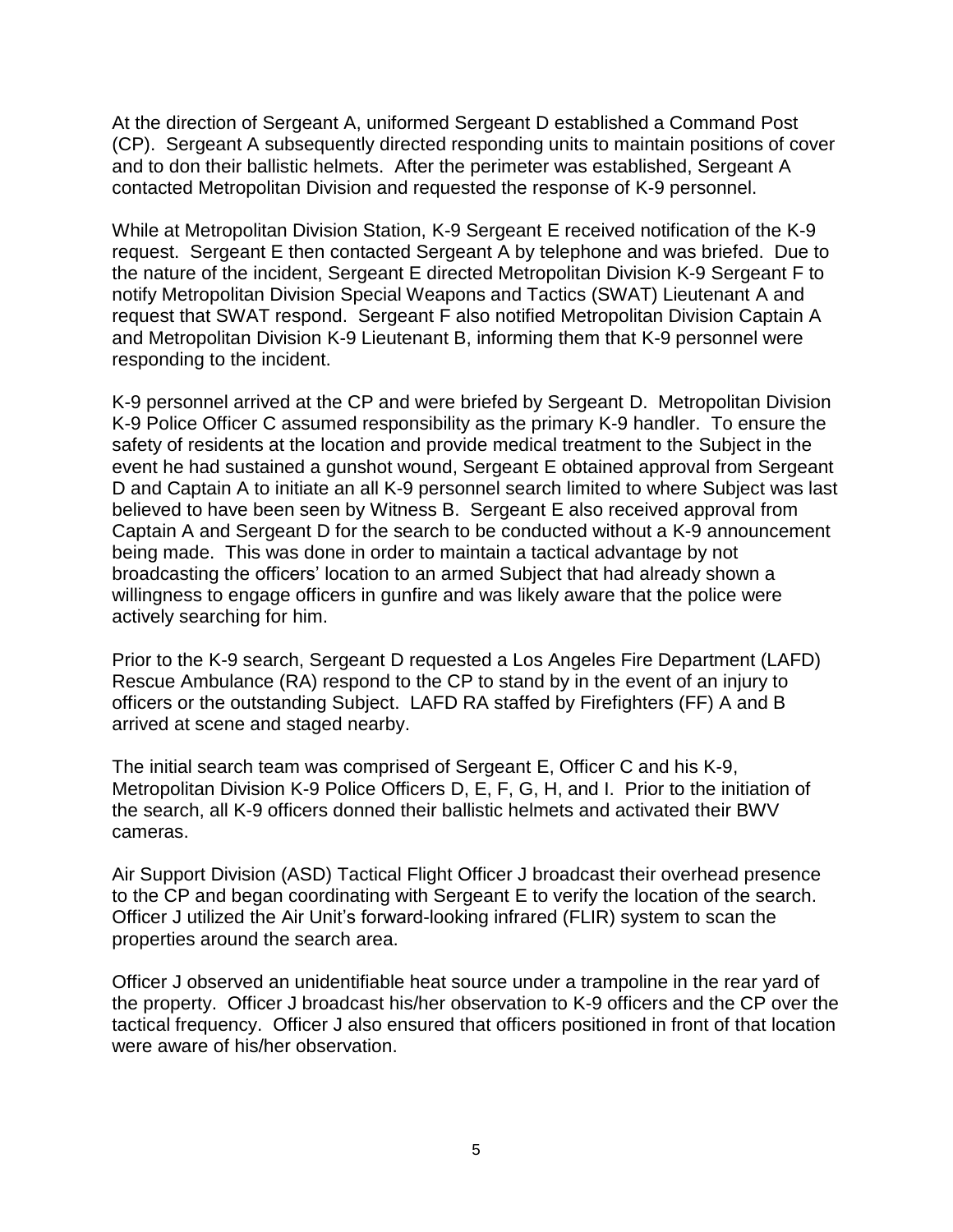At the direction of Sergeant A, uniformed Sergeant D established a Command Post (CP). Sergeant A subsequently directed responding units to maintain positions of cover and to don their ballistic helmets. After the perimeter was established, Sergeant A contacted Metropolitan Division and requested the response of K-9 personnel.

While at Metropolitan Division Station, K-9 Sergeant E received notification of the K-9 request. Sergeant E then contacted Sergeant A by telephone and was briefed. Due to the nature of the incident, Sergeant E directed Metropolitan Division K-9 Sergeant F to notify Metropolitan Division Special Weapons and Tactics (SWAT) Lieutenant A and request that SWAT respond. Sergeant F also notified Metropolitan Division Captain A and Metropolitan Division K-9 Lieutenant B, informing them that K-9 personnel were responding to the incident.

K-9 personnel arrived at the CP and were briefed by Sergeant D. Metropolitan Division K-9 Police Officer C assumed responsibility as the primary K-9 handler. To ensure the safety of residents at the location and provide medical treatment to the Subject in the event he had sustained a gunshot wound, Sergeant E obtained approval from Sergeant D and Captain A to initiate an all K-9 personnel search limited to where Subject was last believed to have been seen by Witness B. Sergeant E also received approval from Captain A and Sergeant D for the search to be conducted without a K-9 announcement being made. This was done in order to maintain a tactical advantage by not broadcasting the officers' location to an armed Subject that had already shown a willingness to engage officers in gunfire and was likely aware that the police were actively searching for him.

Prior to the K-9 search, Sergeant D requested a Los Angeles Fire Department (LAFD) Rescue Ambulance (RA) respond to the CP to stand by in the event of an injury to officers or the outstanding Subject. LAFD RA staffed by Firefighters (FF) A and B arrived at scene and staged nearby.

The initial search team was comprised of Sergeant E, Officer C and his K-9, Metropolitan Division K-9 Police Officers D, E, F, G, H, and I. Prior to the initiation of the search, all K-9 officers donned their ballistic helmets and activated their BWV cameras.

Air Support Division (ASD) Tactical Flight Officer J broadcast their overhead presence to the CP and began coordinating with Sergeant E to verify the location of the search. Officer J utilized the Air Unit's forward-looking infrared (FLIR) system to scan the properties around the search area.

Officer J observed an unidentifiable heat source under a trampoline in the rear yard of the property. Officer J broadcast his/her observation to K-9 officers and the CP over the tactical frequency. Officer J also ensured that officers positioned in front of that location were aware of his/her observation.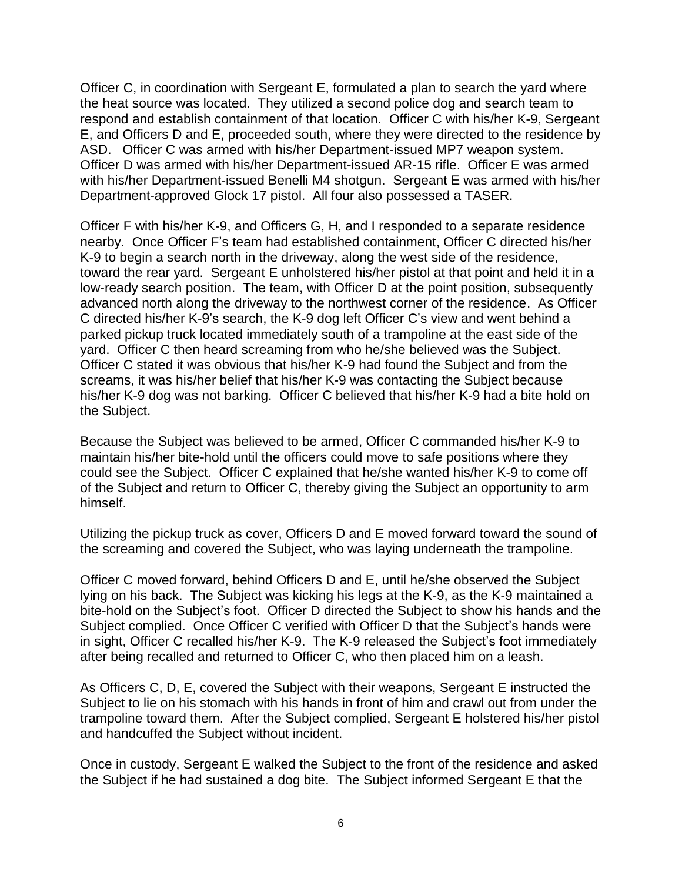Officer C, in coordination with Sergeant E, formulated a plan to search the yard where the heat source was located. They utilized a second police dog and search team to respond and establish containment of that location. Officer C with his/her K-9, Sergeant E, and Officers D and E, proceeded south, where they were directed to the residence by ASD. Officer C was armed with his/her Department-issued MP7 weapon system. Officer D was armed with his/her Department-issued AR-15 rifle. Officer E was armed with his/her Department-issued Benelli M4 shotgun. Sergeant E was armed with his/her Department-approved Glock 17 pistol. All four also possessed a TASER.

Officer F with his/her K-9, and Officers G, H, and I responded to a separate residence nearby. Once Officer F's team had established containment, Officer C directed his/her K-9 to begin a search north in the driveway, along the west side of the residence, toward the rear yard. Sergeant E unholstered his/her pistol at that point and held it in a low-ready search position. The team, with Officer D at the point position, subsequently advanced north along the driveway to the northwest corner of the residence. As Officer C directed his/her K-9's search, the K-9 dog left Officer C's view and went behind a parked pickup truck located immediately south of a trampoline at the east side of the yard. Officer C then heard screaming from who he/she believed was the Subject. Officer C stated it was obvious that his/her K-9 had found the Subject and from the screams, it was his/her belief that his/her K-9 was contacting the Subject because his/her K-9 dog was not barking. Officer C believed that his/her K-9 had a bite hold on the Subject.

Because the Subject was believed to be armed, Officer C commanded his/her K-9 to maintain his/her bite-hold until the officers could move to safe positions where they could see the Subject. Officer C explained that he/she wanted his/her K-9 to come off of the Subject and return to Officer C, thereby giving the Subject an opportunity to arm himself.

Utilizing the pickup truck as cover, Officers D and E moved forward toward the sound of the screaming and covered the Subject, who was laying underneath the trampoline.

Officer C moved forward, behind Officers D and E, until he/she observed the Subject lying on his back. The Subject was kicking his legs at the K-9, as the K-9 maintained a bite-hold on the Subject's foot. Officer D directed the Subject to show his hands and the Subject complied. Once Officer C verified with Officer D that the Subject's hands were in sight, Officer C recalled his/her K-9. The K-9 released the Subject's foot immediately after being recalled and returned to Officer C, who then placed him on a leash.

As Officers C, D, E, covered the Subject with their weapons, Sergeant E instructed the Subject to lie on his stomach with his hands in front of him and crawl out from under the trampoline toward them. After the Subject complied, Sergeant E holstered his/her pistol and handcuffed the Subject without incident.

Once in custody, Sergeant E walked the Subject to the front of the residence and asked the Subject if he had sustained a dog bite. The Subject informed Sergeant E that the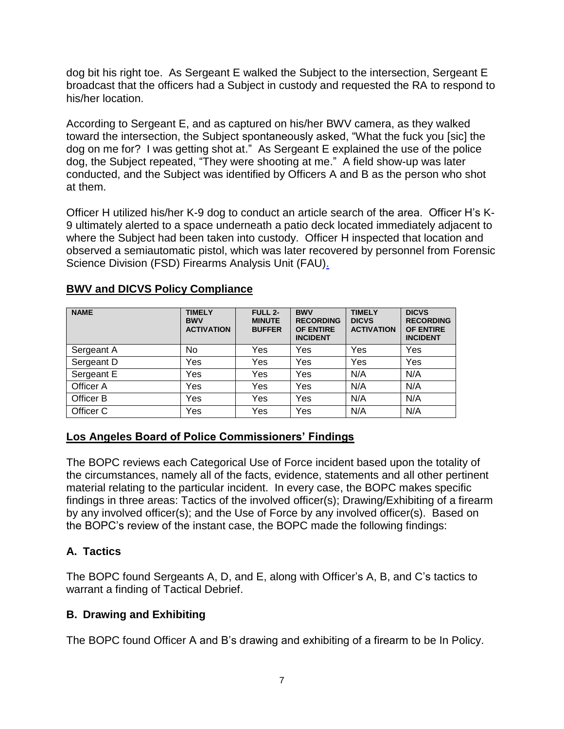dog bit his right toe. As Sergeant E walked the Subject to the intersection, Sergeant E broadcast that the officers had a Subject in custody and requested the RA to respond to his/her location.

According to Sergeant E, and as captured on his/her BWV camera, as they walked toward the intersection, the Subject spontaneously asked, "What the fuck you [sic] the dog on me for? I was getting shot at." As Sergeant E explained the use of the police dog, the Subject repeated, "They were shooting at me." A field show-up was later conducted, and the Subject was identified by Officers A and B as the person who shot at them.

Officer H utilized his/her K-9 dog to conduct an article search of the area. Officer H's K-9 ultimately alerted to a space underneath a patio deck located immediately adjacent to where the Subject had been taken into custody. Officer H inspected that location and observed a semiautomatic pistol, which was later recovered by personnel from Forensic Science Division (FSD) Firearms Analysis Unit (FAU).

## BWV and DICVS Policy Compliance

| NAME | TIMELY BWV ACTIVATION | FULL 2-MINUTE BUFFER | BWV RECORDING OF ENTIRE INCIDENT | TIMELY DICVS ACTIVATION | DICVS RECORDING OF ENTIRE INCIDENT |
|---|---|---|---|---|---|
| Sergeant A | No | Yes | Yes | Yes | Yes |
| Sergeant D | Yes | Yes | Yes | Yes | Yes |
| Sergeant E | Yes | Yes | Yes | N/A | N/A |
| Officer A | Yes | Yes | Yes | N/A | N/A |
| Officer B | Yes | Yes | Yes | N/A | N/A |
| Officer C | Yes | Yes | Yes | N/A | N/A |

## Los Angeles Board of Police Commissioners' Findings

The BOPC reviews each Categorical Use of Force incident based upon the totality of the circumstances, namely all of the facts, evidence, statements and all other pertinent material relating to the particular incident. In every case, the BOPC makes specific findings in three areas: Tactics of the involved officer(s); Drawing/Exhibiting of a firearm by any involved officer(s); and the Use of Force by any involved officer(s). Based on the BOPC's review of the instant case, the BOPC made the following findings:

### A. Tactics

The BOPC found Sergeants A, D, and E, along with Officer's A, B, and C's tactics to warrant a finding of Tactical Debrief.

### B. Drawing and Exhibiting

The BOPC found Officer A and B's drawing and exhibiting of a firearm to be In Policy.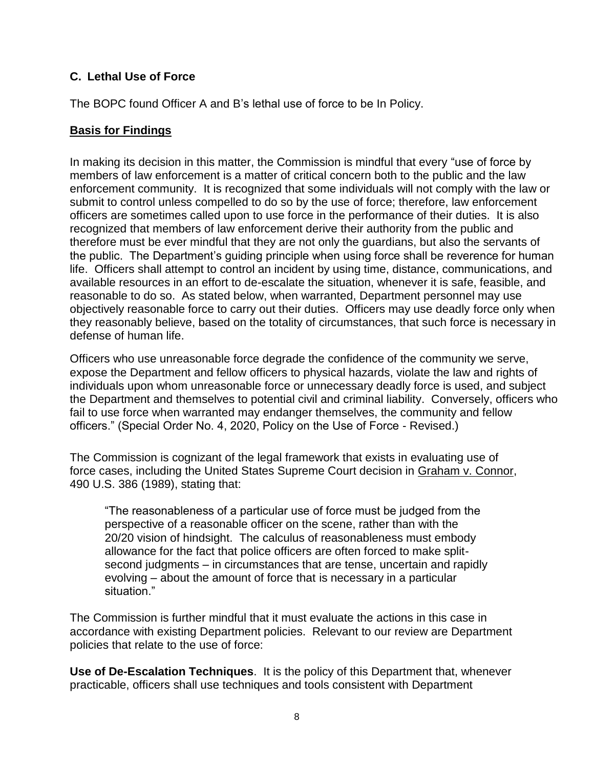### C. Lethal Use of Force

The BOPC found Officer A and B's lethal use of force to be In Policy.

### **Basis for Findings**

In making its decision in this matter, the Commission is mindful that every "use of force by members of law enforcement is a matter of critical concern both to the public and the law enforcement community. It is recognized that some individuals will not comply with the law or submit to control unless compelled to do so by the use of force; therefore, law enforcement officers are sometimes called upon to use force in the performance of their duties. It is also recognized that members of law enforcement derive their authority from the public and therefore must be ever mindful that they are not only the guardians, but also the servants of the public. The Department's guiding principle when using force shall be reverence for human life. Officers shall attempt to control an incident by using time, distance, communications, and available resources in an effort to de-escalate the situation, whenever it is safe, feasible, and reasonable to do so. As stated below, when warranted, Department personnel may use objectively reasonable force to carry out their duties. Officers may use deadly force only when they reasonably believe, based on the totality of circumstances, that such force is necessary in defense of human life.

Officers who use unreasonable force degrade the confidence of the community we serve, expose the Department and fellow officers to physical hazards, violate the law and rights of individuals upon whom unreasonable force or unnecessary deadly force is used, and subject the Department and themselves to potential civil and criminal liability. Conversely, officers who fail to use force when warranted may endanger themselves, the community and fellow officers." (Special Order No. 4, 2020, Policy on the Use of Force - Revised.)

The Commission is cognizant of the legal framework that exists in evaluating use of force cases, including the United States Supreme Court decision in Graham v. Connor, 490 U.S. 386 (1989), stating that:

> "The reasonableness of a particular use of force must be judged from the perspective of a reasonable officer on the scene, rather than with the 20/20 vision of hindsight. The calculus of reasonableness must embody allowance for the fact that police officers are often forced to make split-second judgments – in circumstances that are tense, uncertain and rapidly evolving – about the amount of force that is necessary in a particular situation."

The Commission is further mindful that it must evaluate the actions in this case in accordance with existing Department policies. Relevant to our review are Department policies that relate to the use of force:

**Use of De-Escalation Techniques**. It is the policy of this Department that, whenever practicable, officers shall use techniques and tools consistent with Department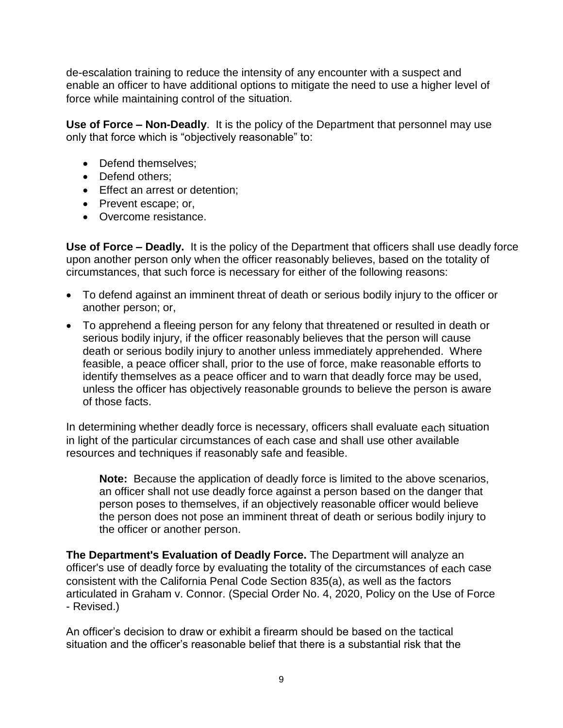de-escalation training to reduce the intensity of any encounter with a suspect and enable an officer to have additional options to mitigate the need to use a higher level of force while maintaining control of the situation.

**Use of Force – Non-Deadly**. It is the policy of the Department that personnel may use only that force which is "objectively reasonable" to:

- Defend themselves;
- Defend others;
- Effect an arrest or detention;
- Prevent escape; or,
- Overcome resistance.

**Use of Force – Deadly.** It is the policy of the Department that officers shall use deadly force upon another person only when the officer reasonably believes, based on the totality of circumstances, that such force is necessary for either of the following reasons:

- To defend against an imminent threat of death or serious bodily injury to the officer or another person; or,
- To apprehend a fleeing person for any felony that threatened or resulted in death or serious bodily injury, if the officer reasonably believes that the person will cause death or serious bodily injury to another unless immediately apprehended. Where feasible, a peace officer shall, prior to the use of force, make reasonable efforts to identify themselves as a peace officer and to warn that deadly force may be used, unless the officer has objectively reasonable grounds to believe the person is aware of those facts.

In determining whether deadly force is necessary, officers shall evaluate each situation in light of the particular circumstances of each case and shall use other available resources and techniques if reasonably safe and feasible.

> **Note:** Because the application of deadly force is limited to the above scenarios, an officer shall not use deadly force against a person based on the danger that person poses to themselves, if an objectively reasonable officer would believe the person does not pose an imminent threat of death or serious bodily injury to the officer or another person.

**The Department's Evaluation of Deadly Force.** The Department will analyze an officer's use of deadly force by evaluating the totality of the circumstances of each case consistent with the California Penal Code Section 835(a), as well as the factors articulated in Graham v. Connor. (Special Order No. 4, 2020, Policy on the Use of Force - Revised.)

An officer's decision to draw or exhibit a firearm should be based on the tactical situation and the officer's reasonable belief that there is a substantial risk that the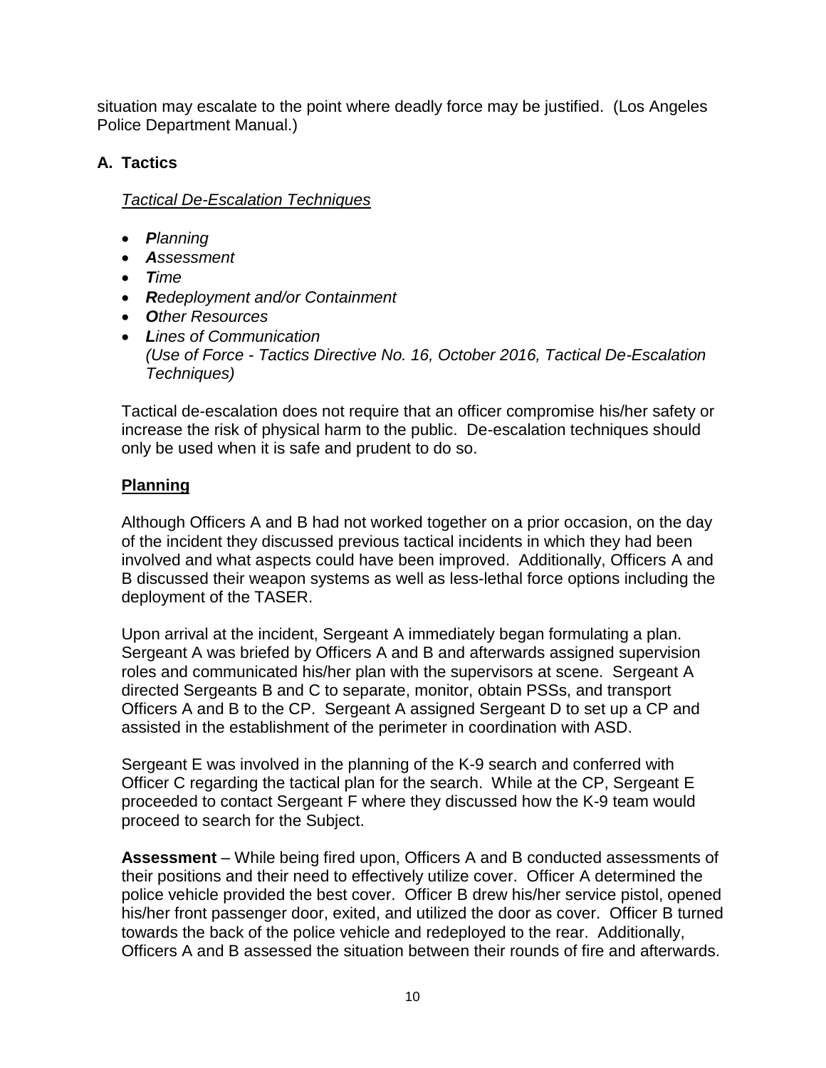situation may escalate to the point where deadly force may be justified. (Los Angeles Police Department Manual.)

## A. Tactics

*Tactical De-Escalation Techniques*

- ***P****lanning*
- ***A****ssessment*
- ***T****ime*
- ***R****edeployment and/or Containment*
- ***O****ther Resources*
- ***L****ines of Communication*
  *(Use of Force - Tactics Directive No. 16, October 2016, Tactical De-Escalation Techniques)*

Tactical de-escalation does not require that an officer compromise his/her safety or increase the risk of physical harm to the public. De-escalation techniques should only be used when it is safe and prudent to do so.

**Planning**

Although Officers A and B had not worked together on a prior occasion, on the day of the incident they discussed previous tactical incidents in which they had been involved and what aspects could have been improved. Additionally, Officers A and B discussed their weapon systems as well as less-lethal force options including the deployment of the TASER.

Upon arrival at the incident, Sergeant A immediately began formulating a plan. Sergeant A was briefed by Officers A and B and afterwards assigned supervision roles and communicated his/her plan with the supervisors at scene. Sergeant A directed Sergeants B and C to separate, monitor, obtain PSSs, and transport Officers A and B to the CP. Sergeant A assigned Sergeant D to set up a CP and assisted in the establishment of the perimeter in coordination with ASD.

Sergeant E was involved in the planning of the K-9 search and conferred with Officer C regarding the tactical plan for the search. While at the CP, Sergeant E proceeded to contact Sergeant F where they discussed how the K-9 team would proceed to search for the Subject.

**Assessment** – While being fired upon, Officers A and B conducted assessments of their positions and their need to effectively utilize cover. Officer A determined the police vehicle provided the best cover. Officer B drew his/her service pistol, opened his/her front passenger door, exited, and utilized the door as cover. Officer B turned towards the back of the police vehicle and redeployed to the rear. Additionally, Officers A and B assessed the situation between their rounds of fire and afterwards.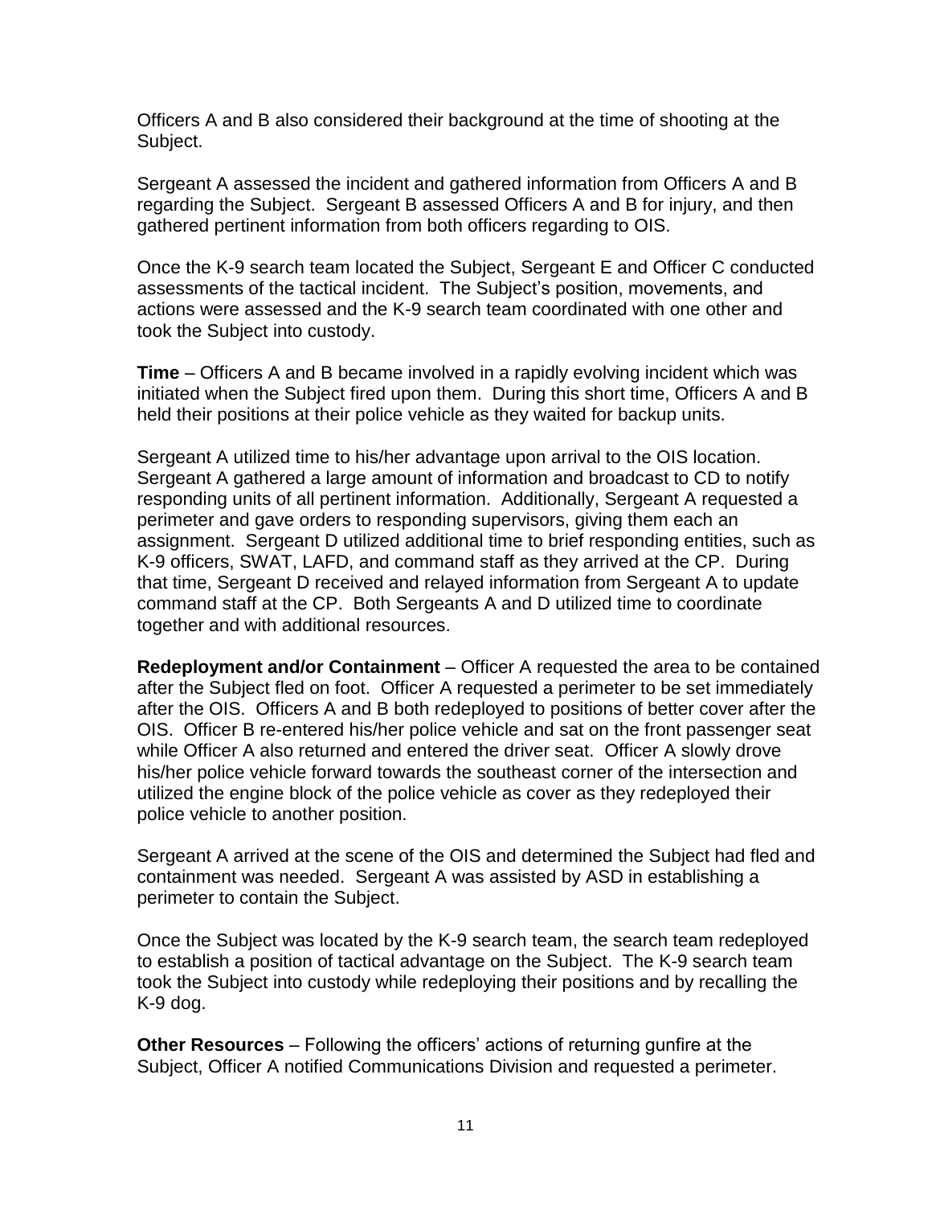Officers A and B also considered their background at the time of shooting at the Subject.

Sergeant A assessed the incident and gathered information from Officers A and B regarding the Subject. Sergeant B assessed Officers A and B for injury, and then gathered pertinent information from both officers regarding to OIS.

Once the K-9 search team located the Subject, Sergeant E and Officer C conducted assessments of the tactical incident. The Subject's position, movements, and actions were assessed and the K-9 search team coordinated with one other and took the Subject into custody.

**Time** – Officers A and B became involved in a rapidly evolving incident which was initiated when the Subject fired upon them. During this short time, Officers A and B held their positions at their police vehicle as they waited for backup units.

Sergeant A utilized time to his/her advantage upon arrival to the OIS location. Sergeant A gathered a large amount of information and broadcast to CD to notify responding units of all pertinent information. Additionally, Sergeant A requested a perimeter and gave orders to responding supervisors, giving them each an assignment. Sergeant D utilized additional time to brief responding entities, such as K-9 officers, SWAT, LAFD, and command staff as they arrived at the CP. During that time, Sergeant D received and relayed information from Sergeant A to update command staff at the CP. Both Sergeants A and D utilized time to coordinate together and with additional resources.

**Redeployment and/or Containment** – Officer A requested the area to be contained after the Subject fled on foot. Officer A requested a perimeter to be set immediately after the OIS. Officers A and B both redeployed to positions of better cover after the OIS. Officer B re-entered his/her police vehicle and sat on the front passenger seat while Officer A also returned and entered the driver seat. Officer A slowly drove his/her police vehicle forward towards the southeast corner of the intersection and utilized the engine block of the police vehicle as cover as they redeployed their police vehicle to another position.

Sergeant A arrived at the scene of the OIS and determined the Subject had fled and containment was needed. Sergeant A was assisted by ASD in establishing a perimeter to contain the Subject.

Once the Subject was located by the K-9 search team, the search team redeployed to establish a position of tactical advantage on the Subject. The K-9 search team took the Subject into custody while redeploying their positions and by recalling the K-9 dog.

**Other Resources** – Following the officers' actions of returning gunfire at the Subject, Officer A notified Communications Division and requested a perimeter.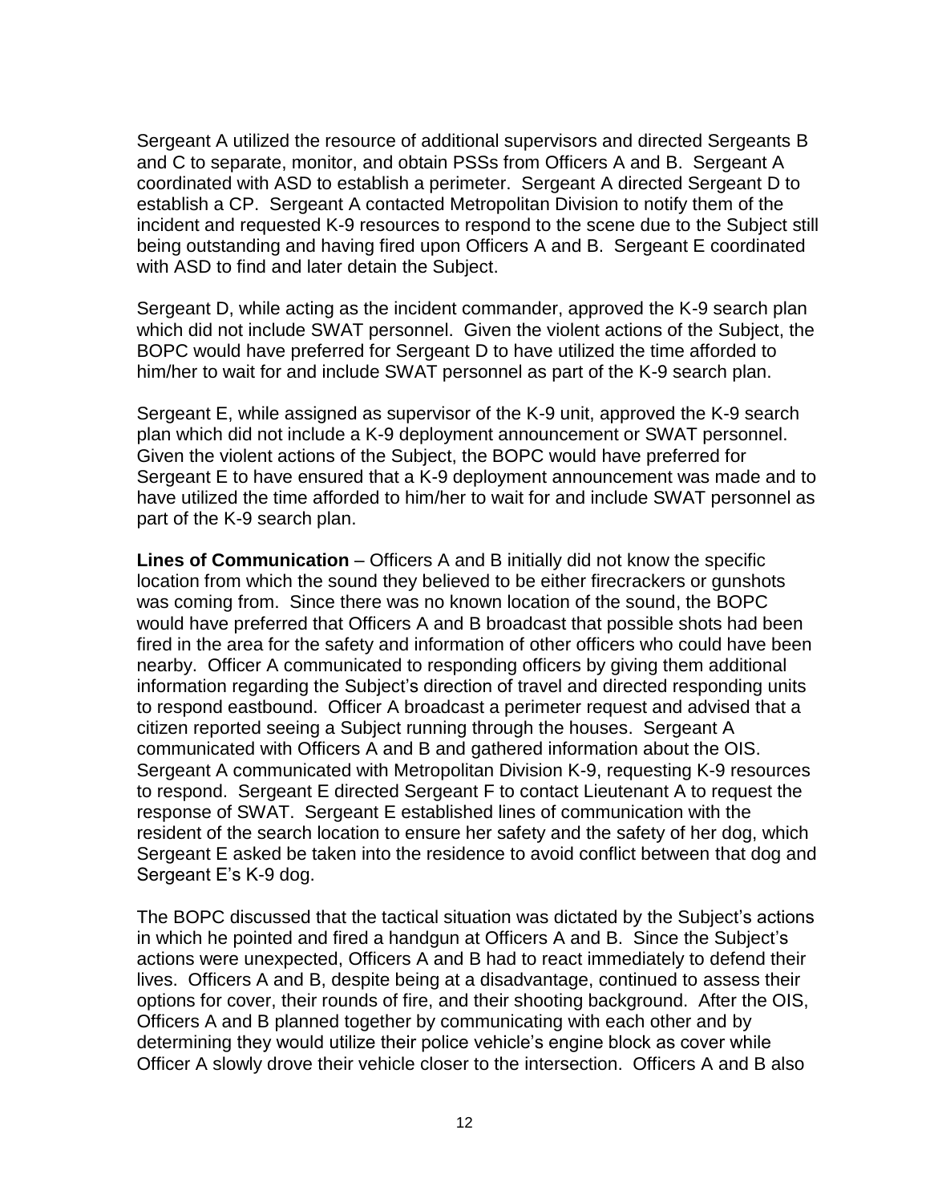Sergeant A utilized the resource of additional supervisors and directed Sergeants B and C to separate, monitor, and obtain PSSs from Officers A and B. Sergeant A coordinated with ASD to establish a perimeter. Sergeant A directed Sergeant D to establish a CP. Sergeant A contacted Metropolitan Division to notify them of the incident and requested K-9 resources to respond to the scene due to the Subject still being outstanding and having fired upon Officers A and B. Sergeant E coordinated with ASD to find and later detain the Subject.

Sergeant D, while acting as the incident commander, approved the K-9 search plan which did not include SWAT personnel. Given the violent actions of the Subject, the BOPC would have preferred for Sergeant D to have utilized the time afforded to him/her to wait for and include SWAT personnel as part of the K-9 search plan.

Sergeant E, while assigned as supervisor of the K-9 unit, approved the K-9 search plan which did not include a K-9 deployment announcement or SWAT personnel. Given the violent actions of the Subject, the BOPC would have preferred for Sergeant E to have ensured that a K-9 deployment announcement was made and to have utilized the time afforded to him/her to wait for and include SWAT personnel as part of the K-9 search plan.

**Lines of Communication** – Officers A and B initially did not know the specific location from which the sound they believed to be either firecrackers or gunshots was coming from. Since there was no known location of the sound, the BOPC would have preferred that Officers A and B broadcast that possible shots had been fired in the area for the safety and information of other officers who could have been nearby. Officer A communicated to responding officers by giving them additional information regarding the Subject's direction of travel and directed responding units to respond eastbound. Officer A broadcast a perimeter request and advised that a citizen reported seeing a Subject running through the houses. Sergeant A communicated with Officers A and B and gathered information about the OIS. Sergeant A communicated with Metropolitan Division K-9, requesting K-9 resources to respond. Sergeant E directed Sergeant F to contact Lieutenant A to request the response of SWAT. Sergeant E established lines of communication with the resident of the search location to ensure her safety and the safety of her dog, which Sergeant E asked be taken into the residence to avoid conflict between that dog and Sergeant E's K-9 dog.

The BOPC discussed that the tactical situation was dictated by the Subject's actions in which he pointed and fired a handgun at Officers A and B. Since the Subject's actions were unexpected, Officers A and B had to react immediately to defend their lives. Officers A and B, despite being at a disadvantage, continued to assess their options for cover, their rounds of fire, and their shooting background. After the OIS, Officers A and B planned together by communicating with each other and by determining they would utilize their police vehicle's engine block as cover while Officer A slowly drove their vehicle closer to the intersection. Officers A and B also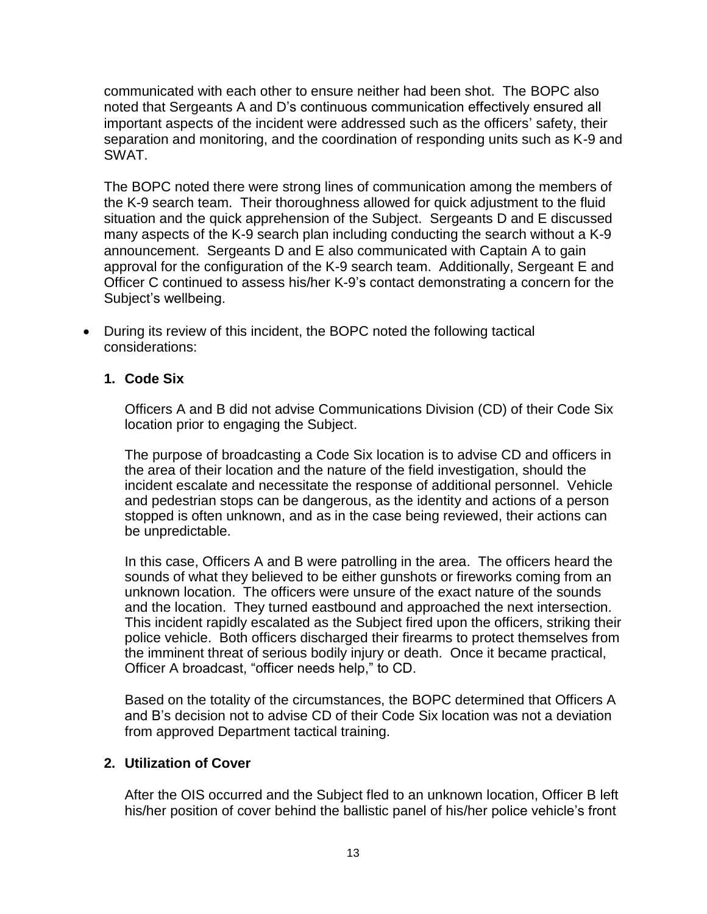communicated with each other to ensure neither had been shot. The BOPC also noted that Sergeants A and D's continuous communication effectively ensured all important aspects of the incident were addressed such as the officers' safety, their separation and monitoring, and the coordination of responding units such as K-9 and SWAT.

The BOPC noted there were strong lines of communication among the members of the K-9 search team. Their thoroughness allowed for quick adjustment to the fluid situation and the quick apprehension of the Subject. Sergeants D and E discussed many aspects of the K-9 search plan including conducting the search without a K-9 announcement. Sergeants D and E also communicated with Captain A to gain approval for the configuration of the K-9 search team. Additionally, Sergeant E and Officer C continued to assess his/her K-9's contact demonstrating a concern for the Subject's wellbeing.

- During its review of this incident, the BOPC noted the following tactical considerations:

**1. Code Six**

Officers A and B did not advise Communications Division (CD) of their Code Six location prior to engaging the Subject.

The purpose of broadcasting a Code Six location is to advise CD and officers in the area of their location and the nature of the field investigation, should the incident escalate and necessitate the response of additional personnel. Vehicle and pedestrian stops can be dangerous, as the identity and actions of a person stopped is often unknown, and as in the case being reviewed, their actions can be unpredictable.

In this case, Officers A and B were patrolling in the area. The officers heard the sounds of what they believed to be either gunshots or fireworks coming from an unknown location. The officers were unsure of the exact nature of the sounds and the location. They turned eastbound and approached the next intersection. This incident rapidly escalated as the Subject fired upon the officers, striking their police vehicle. Both officers discharged their firearms to protect themselves from the imminent threat of serious bodily injury or death. Once it became practical, Officer A broadcast, "officer needs help," to CD.

Based on the totality of the circumstances, the BOPC determined that Officers A and B's decision not to advise CD of their Code Six location was not a deviation from approved Department tactical training.

**2. Utilization of Cover**

After the OIS occurred and the Subject fled to an unknown location, Officer B left his/her position of cover behind the ballistic panel of his/her police vehicle's front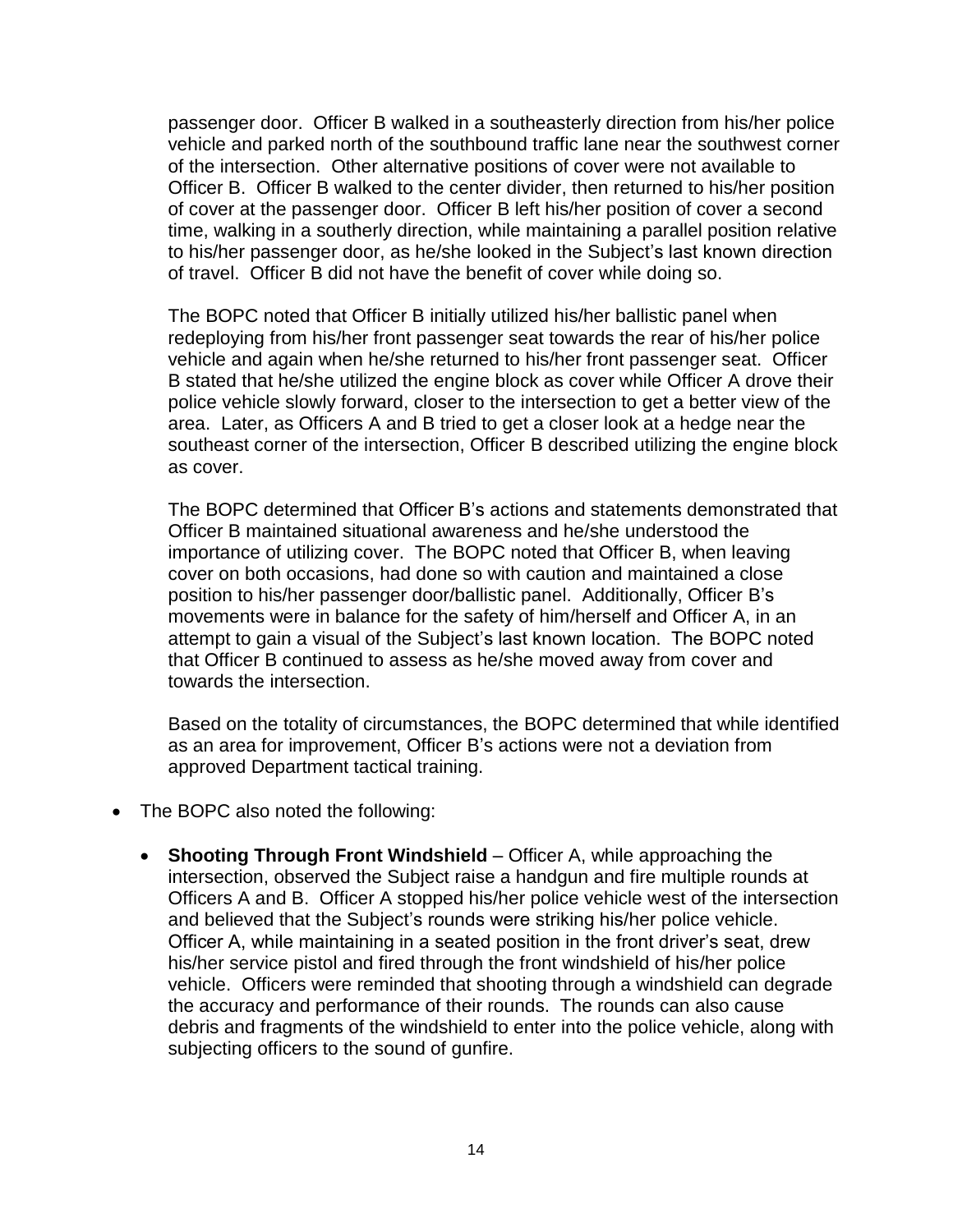passenger door. Officer B walked in a southeasterly direction from his/her police vehicle and parked north of the southbound traffic lane near the southwest corner of the intersection. Other alternative positions of cover were not available to Officer B. Officer B walked to the center divider, then returned to his/her position of cover at the passenger door. Officer B left his/her position of cover a second time, walking in a southerly direction, while maintaining a parallel position relative to his/her passenger door, as he/she looked in the Subject's last known direction of travel. Officer B did not have the benefit of cover while doing so.

The BOPC noted that Officer B initially utilized his/her ballistic panel when redeploying from his/her front passenger seat towards the rear of his/her police vehicle and again when he/she returned to his/her front passenger seat. Officer B stated that he/she utilized the engine block as cover while Officer A drove their police vehicle slowly forward, closer to the intersection to get a better view of the area. Later, as Officers A and B tried to get a closer look at a hedge near the southeast corner of the intersection, Officer B described utilizing the engine block as cover.

The BOPC determined that Officer B's actions and statements demonstrated that Officer B maintained situational awareness and he/she understood the importance of utilizing cover. The BOPC noted that Officer B, when leaving cover on both occasions, had done so with caution and maintained a close position to his/her passenger door/ballistic panel. Additionally, Officer B's movements were in balance for the safety of him/herself and Officer A, in an attempt to gain a visual of the Subject's last known location. The BOPC noted that Officer B continued to assess as he/she moved away from cover and towards the intersection.

Based on the totality of circumstances, the BOPC determined that while identified as an area for improvement, Officer B's actions were not a deviation from approved Department tactical training.

- The BOPC also noted the following:
  - **Shooting Through Front Windshield** – Officer A, while approaching the intersection, observed the Subject raise a handgun and fire multiple rounds at Officers A and B. Officer A stopped his/her police vehicle west of the intersection and believed that the Subject's rounds were striking his/her police vehicle. Officer A, while maintaining in a seated position in the front driver's seat, drew his/her service pistol and fired through the front windshield of his/her police vehicle. Officers were reminded that shooting through a windshield can degrade the accuracy and performance of their rounds. The rounds can also cause debris and fragments of the windshield to enter into the police vehicle, along with subjecting officers to the sound of gunfire.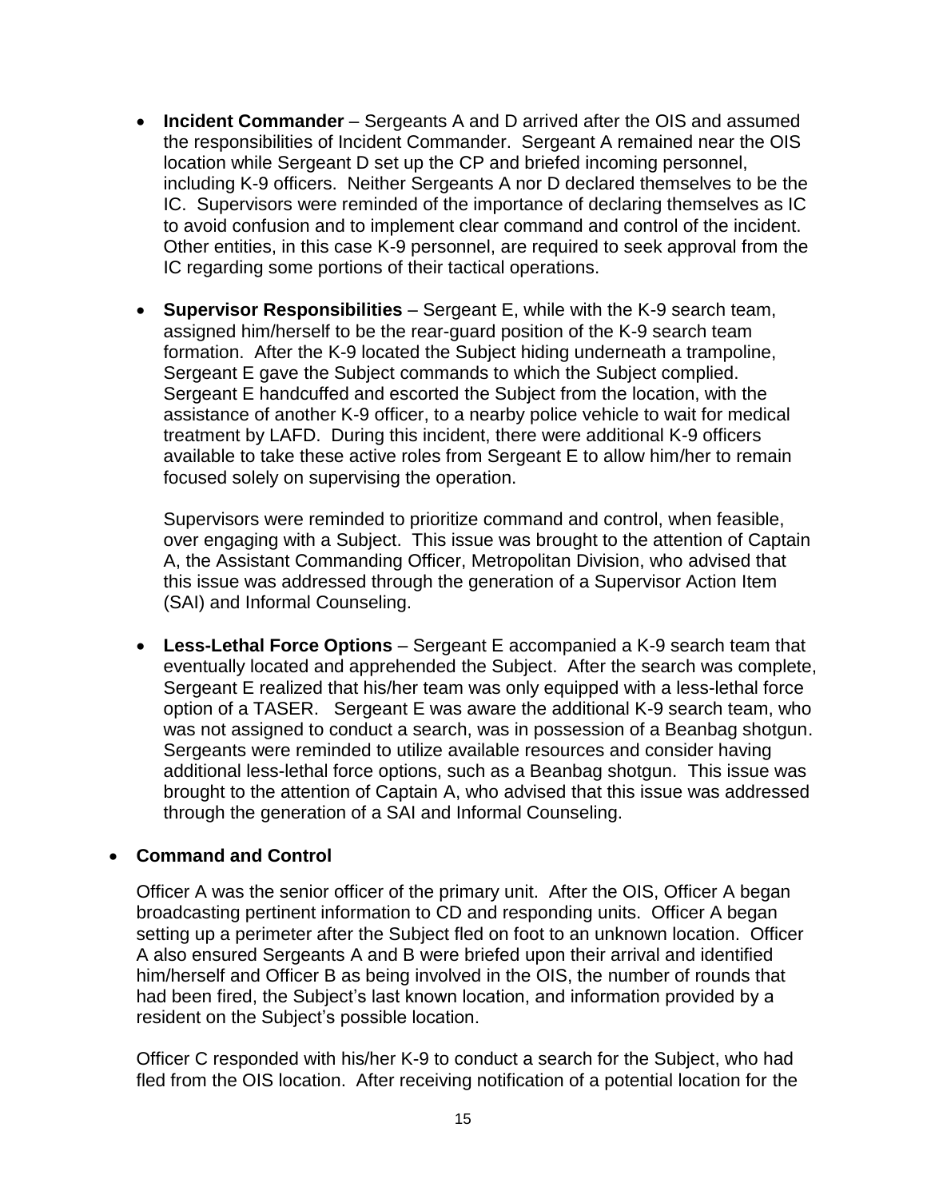- **Incident Commander** – Sergeants A and D arrived after the OIS and assumed the responsibilities of Incident Commander. Sergeant A remained near the OIS location while Sergeant D set up the CP and briefed incoming personnel, including K-9 officers. Neither Sergeants A nor D declared themselves to be the IC. Supervisors were reminded of the importance of declaring themselves as IC to avoid confusion and to implement clear command and control of the incident. Other entities, in this case K-9 personnel, are required to seek approval from the IC regarding some portions of their tactical operations.

- **Supervisor Responsibilities** – Sergeant E, while with the K-9 search team, assigned him/herself to be the rear-guard position of the K-9 search team formation. After the K-9 located the Subject hiding underneath a trampoline, Sergeant E gave the Subject commands to which the Subject complied. Sergeant E handcuffed and escorted the Subject from the location, with the assistance of another K-9 officer, to a nearby police vehicle to wait for medical treatment by LAFD. During this incident, there were additional K-9 officers available to take these active roles from Sergeant E to allow him/her to remain focused solely on supervising the operation.

  Supervisors were reminded to prioritize command and control, when feasible, over engaging with a Subject. This issue was brought to the attention of Captain A, the Assistant Commanding Officer, Metropolitan Division, who advised that this issue was addressed through the generation of a Supervisor Action Item (SAI) and Informal Counseling.

- **Less-Lethal Force Options** – Sergeant E accompanied a K-9 search team that eventually located and apprehended the Subject. After the search was complete, Sergeant E realized that his/her team was only equipped with a less-lethal force option of a TASER. Sergeant E was aware the additional K-9 search team, who was not assigned to conduct a search, was in possession of a Beanbag shotgun. Sergeants were reminded to utilize available resources and consider having additional less-lethal force options, such as a Beanbag shotgun. This issue was brought to the attention of Captain A, who advised that this issue was addressed through the generation of a SAI and Informal Counseling.

- **Command and Control**

  Officer A was the senior officer of the primary unit. After the OIS, Officer A began broadcasting pertinent information to CD and responding units. Officer A began setting up a perimeter after the Subject fled on foot to an unknown location. Officer A also ensured Sergeants A and B were briefed upon their arrival and identified him/herself and Officer B as being involved in the OIS, the number of rounds that had been fired, the Subject's last known location, and information provided by a resident on the Subject's possible location.

  Officer C responded with his/her K-9 to conduct a search for the Subject, who had fled from the OIS location. After receiving notification of a potential location for the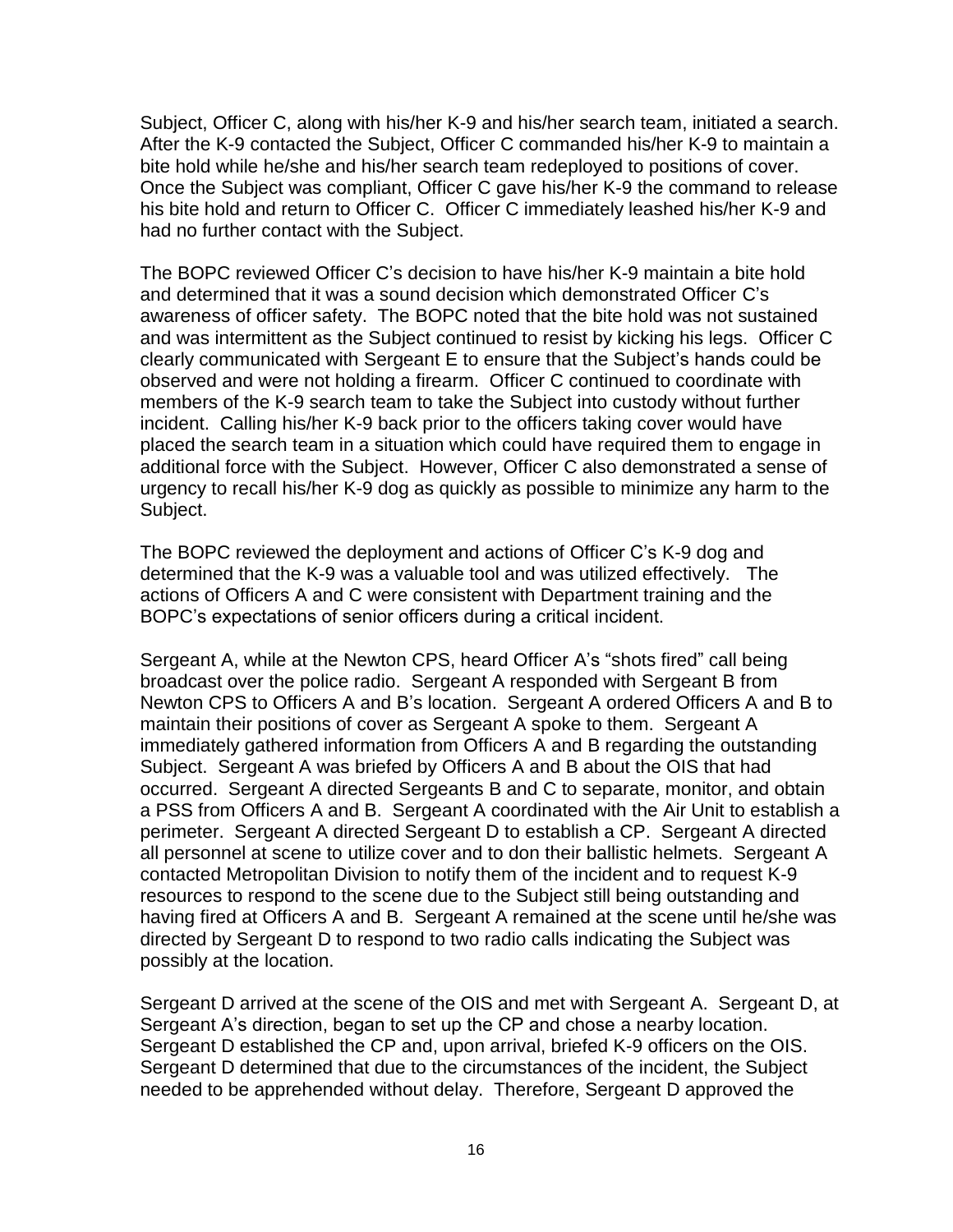Subject, Officer C, along with his/her K-9 and his/her search team, initiated a search. After the K-9 contacted the Subject, Officer C commanded his/her K-9 to maintain a bite hold while he/she and his/her search team redeployed to positions of cover. Once the Subject was compliant, Officer C gave his/her K-9 the command to release his bite hold and return to Officer C. Officer C immediately leashed his/her K-9 and had no further contact with the Subject.

The BOPC reviewed Officer C's decision to have his/her K-9 maintain a bite hold and determined that it was a sound decision which demonstrated Officer C's awareness of officer safety. The BOPC noted that the bite hold was not sustained and was intermittent as the Subject continued to resist by kicking his legs. Officer C clearly communicated with Sergeant E to ensure that the Subject's hands could be observed and were not holding a firearm. Officer C continued to coordinate with members of the K-9 search team to take the Subject into custody without further incident. Calling his/her K-9 back prior to the officers taking cover would have placed the search team in a situation which could have required them to engage in additional force with the Subject. However, Officer C also demonstrated a sense of urgency to recall his/her K-9 dog as quickly as possible to minimize any harm to the Subject.

The BOPC reviewed the deployment and actions of Officer C's K-9 dog and determined that the K-9 was a valuable tool and was utilized effectively. The actions of Officers A and C were consistent with Department training and the BOPC's expectations of senior officers during a critical incident.

Sergeant A, while at the Newton CPS, heard Officer A's "shots fired" call being broadcast over the police radio. Sergeant A responded with Sergeant B from Newton CPS to Officers A and B's location. Sergeant A ordered Officers A and B to maintain their positions of cover as Sergeant A spoke to them. Sergeant A immediately gathered information from Officers A and B regarding the outstanding Subject. Sergeant A was briefed by Officers A and B about the OIS that had occurred. Sergeant A directed Sergeants B and C to separate, monitor, and obtain a PSS from Officers A and B. Sergeant A coordinated with the Air Unit to establish a perimeter. Sergeant A directed Sergeant D to establish a CP. Sergeant A directed all personnel at scene to utilize cover and to don their ballistic helmets. Sergeant A contacted Metropolitan Division to notify them of the incident and to request K-9 resources to respond to the scene due to the Subject still being outstanding and having fired at Officers A and B. Sergeant A remained at the scene until he/she was directed by Sergeant D to respond to two radio calls indicating the Subject was possibly at the location.

Sergeant D arrived at the scene of the OIS and met with Sergeant A. Sergeant D, at Sergeant A's direction, began to set up the CP and chose a nearby location. Sergeant D established the CP and, upon arrival, briefed K-9 officers on the OIS. Sergeant D determined that due to the circumstances of the incident, the Subject needed to be apprehended without delay. Therefore, Sergeant D approved the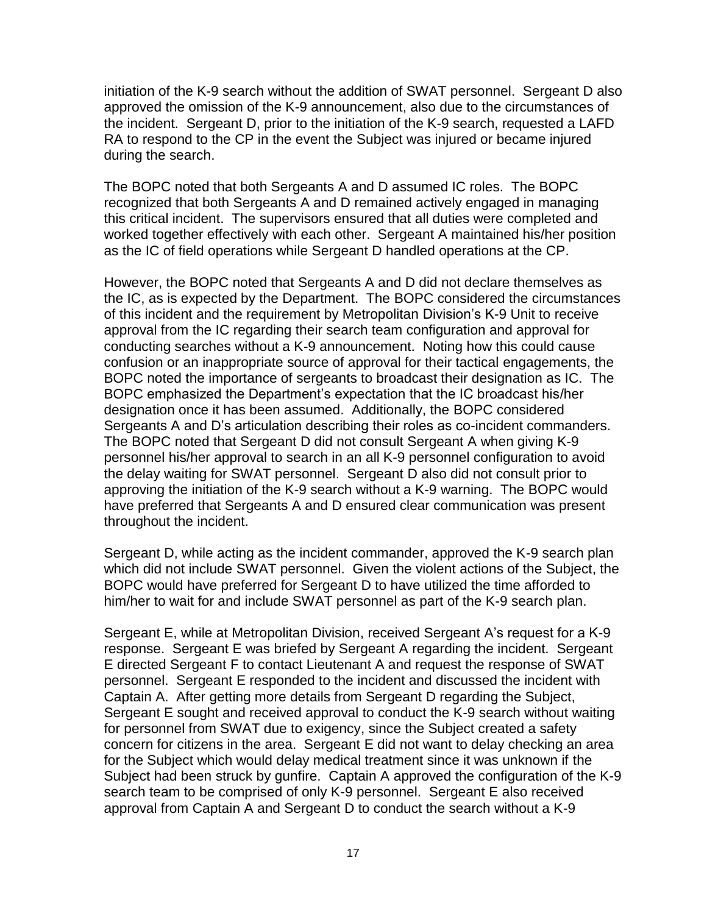initiation of the K-9 search without the addition of SWAT personnel. Sergeant D also approved the omission of the K-9 announcement, also due to the circumstances of the incident. Sergeant D, prior to the initiation of the K-9 search, requested a LAFD RA to respond to the CP in the event the Subject was injured or became injured during the search.

The BOPC noted that both Sergeants A and D assumed IC roles. The BOPC recognized that both Sergeants A and D remained actively engaged in managing this critical incident. The supervisors ensured that all duties were completed and worked together effectively with each other. Sergeant A maintained his/her position as the IC of field operations while Sergeant D handled operations at the CP.

However, the BOPC noted that Sergeants A and D did not declare themselves as the IC, as is expected by the Department. The BOPC considered the circumstances of this incident and the requirement by Metropolitan Division's K-9 Unit to receive approval from the IC regarding their search team configuration and approval for conducting searches without a K-9 announcement. Noting how this could cause confusion or an inappropriate source of approval for their tactical engagements, the BOPC noted the importance of sergeants to broadcast their designation as IC. The BOPC emphasized the Department's expectation that the IC broadcast his/her designation once it has been assumed. Additionally, the BOPC considered Sergeants A and D's articulation describing their roles as co-incident commanders. The BOPC noted that Sergeant D did not consult Sergeant A when giving K-9 personnel his/her approval to search in an all K-9 personnel configuration to avoid the delay waiting for SWAT personnel. Sergeant D also did not consult prior to approving the initiation of the K-9 search without a K-9 warning. The BOPC would have preferred that Sergeants A and D ensured clear communication was present throughout the incident.

Sergeant D, while acting as the incident commander, approved the K-9 search plan which did not include SWAT personnel. Given the violent actions of the Subject, the BOPC would have preferred for Sergeant D to have utilized the time afforded to him/her to wait for and include SWAT personnel as part of the K-9 search plan.

Sergeant E, while at Metropolitan Division, received Sergeant A's request for a K-9 response. Sergeant E was briefed by Sergeant A regarding the incident. Sergeant E directed Sergeant F to contact Lieutenant A and request the response of SWAT personnel. Sergeant E responded to the incident and discussed the incident with Captain A. After getting more details from Sergeant D regarding the Subject, Sergeant E sought and received approval to conduct the K-9 search without waiting for personnel from SWAT due to exigency, since the Subject created a safety concern for citizens in the area. Sergeant E did not want to delay checking an area for the Subject which would delay medical treatment since it was unknown if the Subject had been struck by gunfire. Captain A approved the configuration of the K-9 search team to be comprised of only K-9 personnel. Sergeant E also received approval from Captain A and Sergeant D to conduct the search without a K-9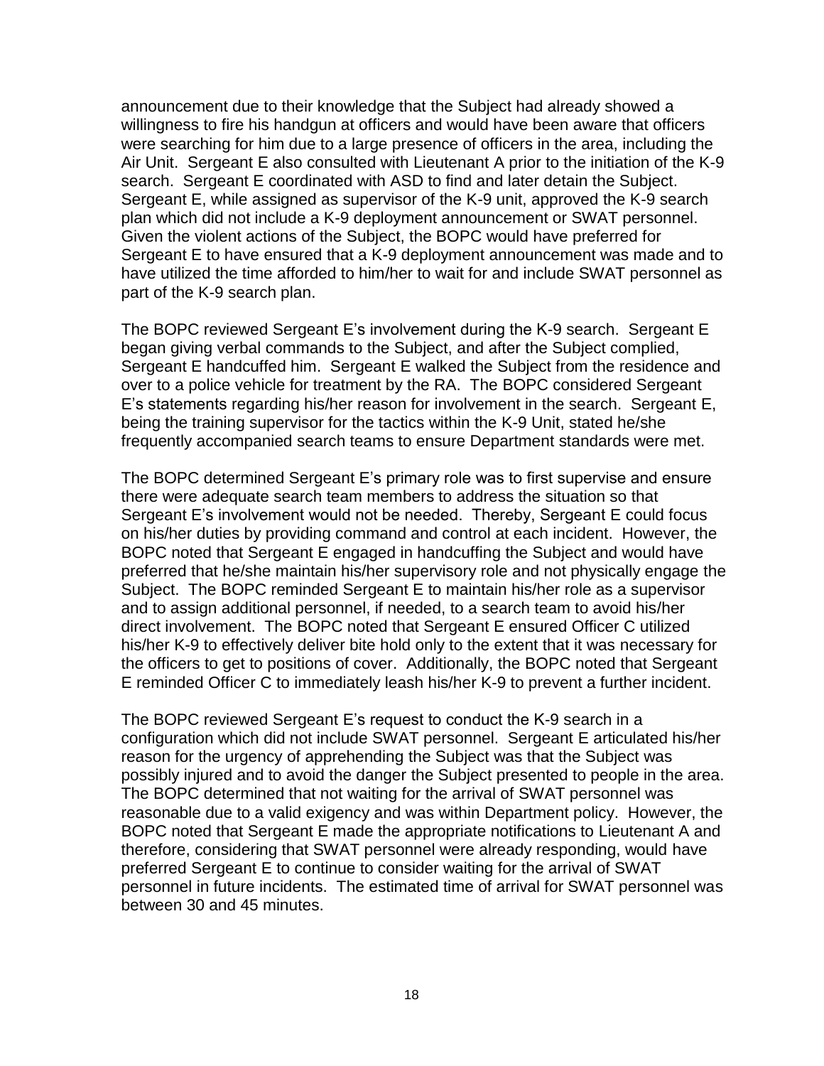announcement due to their knowledge that the Subject had already showed a willingness to fire his handgun at officers and would have been aware that officers were searching for him due to a large presence of officers in the area, including the Air Unit. Sergeant E also consulted with Lieutenant A prior to the initiation of the K-9 search. Sergeant E coordinated with ASD to find and later detain the Subject. Sergeant E, while assigned as supervisor of the K-9 unit, approved the K-9 search plan which did not include a K-9 deployment announcement or SWAT personnel. Given the violent actions of the Subject, the BOPC would have preferred for Sergeant E to have ensured that a K-9 deployment announcement was made and to have utilized the time afforded to him/her to wait for and include SWAT personnel as part of the K-9 search plan.

The BOPC reviewed Sergeant E's involvement during the K-9 search. Sergeant E began giving verbal commands to the Subject, and after the Subject complied, Sergeant E handcuffed him. Sergeant E walked the Subject from the residence and over to a police vehicle for treatment by the RA. The BOPC considered Sergeant E's statements regarding his/her reason for involvement in the search. Sergeant E, being the training supervisor for the tactics within the K-9 Unit, stated he/she frequently accompanied search teams to ensure Department standards were met.

The BOPC determined Sergeant E's primary role was to first supervise and ensure there were adequate search team members to address the situation so that Sergeant E's involvement would not be needed. Thereby, Sergeant E could focus on his/her duties by providing command and control at each incident. However, the BOPC noted that Sergeant E engaged in handcuffing the Subject and would have preferred that he/she maintain his/her supervisory role and not physically engage the Subject. The BOPC reminded Sergeant E to maintain his/her role as a supervisor and to assign additional personnel, if needed, to a search team to avoid his/her direct involvement. The BOPC noted that Sergeant E ensured Officer C utilized his/her K-9 to effectively deliver bite hold only to the extent that it was necessary for the officers to get to positions of cover. Additionally, the BOPC noted that Sergeant E reminded Officer C to immediately leash his/her K-9 to prevent a further incident.

The BOPC reviewed Sergeant E's request to conduct the K-9 search in a configuration which did not include SWAT personnel. Sergeant E articulated his/her reason for the urgency of apprehending the Subject was that the Subject was possibly injured and to avoid the danger the Subject presented to people in the area. The BOPC determined that not waiting for the arrival of SWAT personnel was reasonable due to a valid exigency and was within Department policy. However, the BOPC noted that Sergeant E made the appropriate notifications to Lieutenant A and therefore, considering that SWAT personnel were already responding, would have preferred Sergeant E to continue to consider waiting for the arrival of SWAT personnel in future incidents. The estimated time of arrival for SWAT personnel was between 30 and 45 minutes.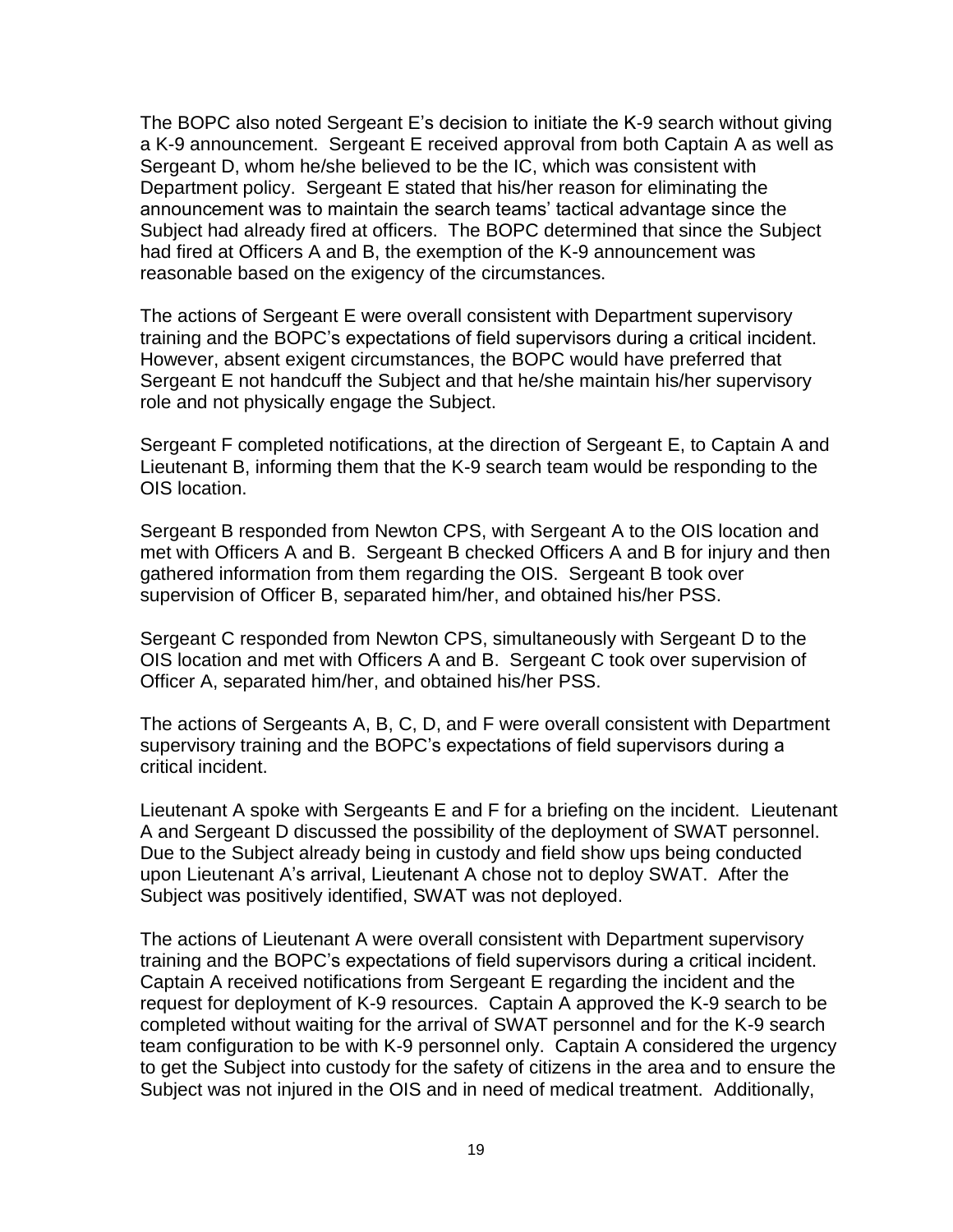The BOPC also noted Sergeant E's decision to initiate the K-9 search without giving a K-9 announcement. Sergeant E received approval from both Captain A as well as Sergeant D, whom he/she believed to be the IC, which was consistent with Department policy. Sergeant E stated that his/her reason for eliminating the announcement was to maintain the search teams' tactical advantage since the Subject had already fired at officers. The BOPC determined that since the Subject had fired at Officers A and B, the exemption of the K-9 announcement was reasonable based on the exigency of the circumstances.

The actions of Sergeant E were overall consistent with Department supervisory training and the BOPC's expectations of field supervisors during a critical incident. However, absent exigent circumstances, the BOPC would have preferred that Sergeant E not handcuff the Subject and that he/she maintain his/her supervisory role and not physically engage the Subject.

Sergeant F completed notifications, at the direction of Sergeant E, to Captain A and Lieutenant B, informing them that the K-9 search team would be responding to the OIS location.

Sergeant B responded from Newton CPS, with Sergeant A to the OIS location and met with Officers A and B. Sergeant B checked Officers A and B for injury and then gathered information from them regarding the OIS. Sergeant B took over supervision of Officer B, separated him/her, and obtained his/her PSS.

Sergeant C responded from Newton CPS, simultaneously with Sergeant D to the OIS location and met with Officers A and B. Sergeant C took over supervision of Officer A, separated him/her, and obtained his/her PSS.

The actions of Sergeants A, B, C, D, and F were overall consistent with Department supervisory training and the BOPC's expectations of field supervisors during a critical incident.

Lieutenant A spoke with Sergeants E and F for a briefing on the incident. Lieutenant A and Sergeant D discussed the possibility of the deployment of SWAT personnel. Due to the Subject already being in custody and field show ups being conducted upon Lieutenant A's arrival, Lieutenant A chose not to deploy SWAT. After the Subject was positively identified, SWAT was not deployed.

The actions of Lieutenant A were overall consistent with Department supervisory training and the BOPC's expectations of field supervisors during a critical incident. Captain A received notifications from Sergeant E regarding the incident and the request for deployment of K-9 resources. Captain A approved the K-9 search to be completed without waiting for the arrival of SWAT personnel and for the K-9 search team configuration to be with K-9 personnel only. Captain A considered the urgency to get the Subject into custody for the safety of citizens in the area and to ensure the Subject was not injured in the OIS and in need of medical treatment. Additionally,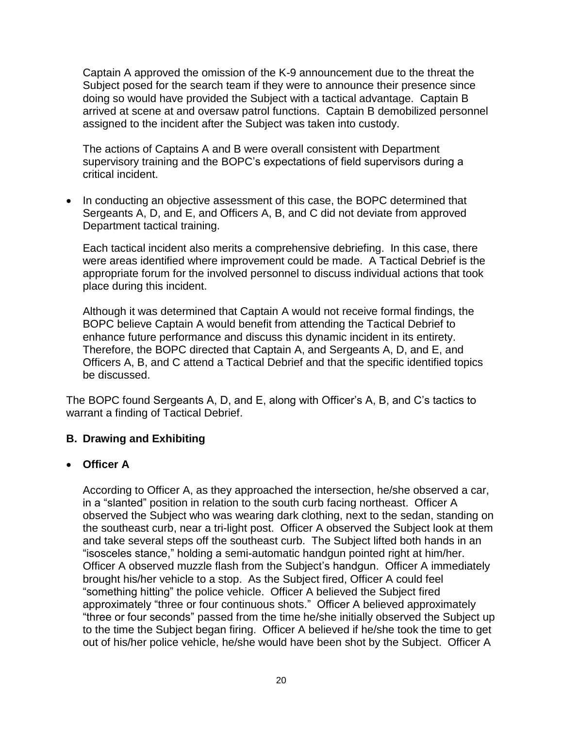Captain A approved the omission of the K-9 announcement due to the threat the Subject posed for the search team if they were to announce their presence since doing so would have provided the Subject with a tactical advantage. Captain B arrived at scene at and oversaw patrol functions. Captain B demobilized personnel assigned to the incident after the Subject was taken into custody.

The actions of Captains A and B were overall consistent with Department supervisory training and the BOPC's expectations of field supervisors during a critical incident.

- In conducting an objective assessment of this case, the BOPC determined that Sergeants A, D, and E, and Officers A, B, and C did not deviate from approved Department tactical training.

  Each tactical incident also merits a comprehensive debriefing. In this case, there were areas identified where improvement could be made. A Tactical Debrief is the appropriate forum for the involved personnel to discuss individual actions that took place during this incident.

  Although it was determined that Captain A would not receive formal findings, the BOPC believe Captain A would benefit from attending the Tactical Debrief to enhance future performance and discuss this dynamic incident in its entirety. Therefore, the BOPC directed that Captain A, and Sergeants A, D, and E, and Officers A, B, and C attend a Tactical Debrief and that the specific identified topics be discussed.

The BOPC found Sergeants A, D, and E, along with Officer's A, B, and C's tactics to warrant a finding of Tactical Debrief.

## B. Drawing and Exhibiting

- **Officer A**

  According to Officer A, as they approached the intersection, he/she observed a car, in a "slanted" position in relation to the south curb facing northeast. Officer A observed the Subject who was wearing dark clothing, next to the sedan, standing on the southeast curb, near a tri-light post. Officer A observed the Subject look at them and take several steps off the southeast curb. The Subject lifted both hands in an "isosceles stance," holding a semi-automatic handgun pointed right at him/her. Officer A observed muzzle flash from the Subject's handgun. Officer A immediately brought his/her vehicle to a stop. As the Subject fired, Officer A could feel "something hitting" the police vehicle. Officer A believed the Subject fired approximately "three or four continuous shots." Officer A believed approximately "three or four seconds" passed from the time he/she initially observed the Subject up to the time the Subject began firing. Officer A believed if he/she took the time to get out of his/her police vehicle, he/she would have been shot by the Subject. Officer A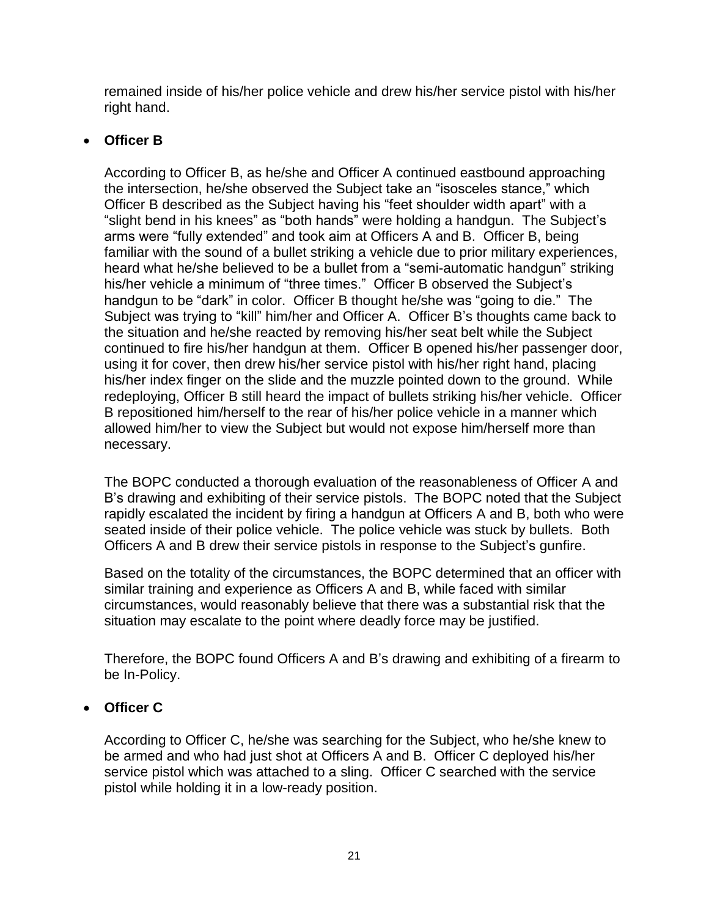remained inside of his/her police vehicle and drew his/her service pistol with his/her right hand.

- **Officer B**

  According to Officer B, as he/she and Officer A continued eastbound approaching the intersection, he/she observed the Subject take an "isosceles stance," which Officer B described as the Subject having his "feet shoulder width apart" with a "slight bend in his knees" as "both hands" were holding a handgun. The Subject's arms were "fully extended" and took aim at Officers A and B. Officer B, being familiar with the sound of a bullet striking a vehicle due to prior military experiences, heard what he/she believed to be a bullet from a "semi-automatic handgun" striking his/her vehicle a minimum of "three times." Officer B observed the Subject's handgun to be "dark" in color. Officer B thought he/she was "going to die." The Subject was trying to "kill" him/her and Officer A. Officer B's thoughts came back to the situation and he/she reacted by removing his/her seat belt while the Subject continued to fire his/her handgun at them. Officer B opened his/her passenger door, using it for cover, then drew his/her service pistol with his/her right hand, placing his/her index finger on the slide and the muzzle pointed down to the ground. While redeploying, Officer B still heard the impact of bullets striking his/her vehicle. Officer B repositioned him/herself to the rear of his/her police vehicle in a manner which allowed him/her to view the Subject but would not expose him/herself more than necessary.

  The BOPC conducted a thorough evaluation of the reasonableness of Officer A and B's drawing and exhibiting of their service pistols. The BOPC noted that the Subject rapidly escalated the incident by firing a handgun at Officers A and B, both who were seated inside of their police vehicle. The police vehicle was stuck by bullets. Both Officers A and B drew their service pistols in response to the Subject's gunfire.

  Based on the totality of the circumstances, the BOPC determined that an officer with similar training and experience as Officers A and B, while faced with similar circumstances, would reasonably believe that there was a substantial risk that the situation may escalate to the point where deadly force may be justified.

  Therefore, the BOPC found Officers A and B's drawing and exhibiting of a firearm to be In-Policy.

- **Officer C**

  According to Officer C, he/she was searching for the Subject, who he/she knew to be armed and who had just shot at Officers A and B. Officer C deployed his/her service pistol which was attached to a sling. Officer C searched with the service pistol while holding it in a low-ready position.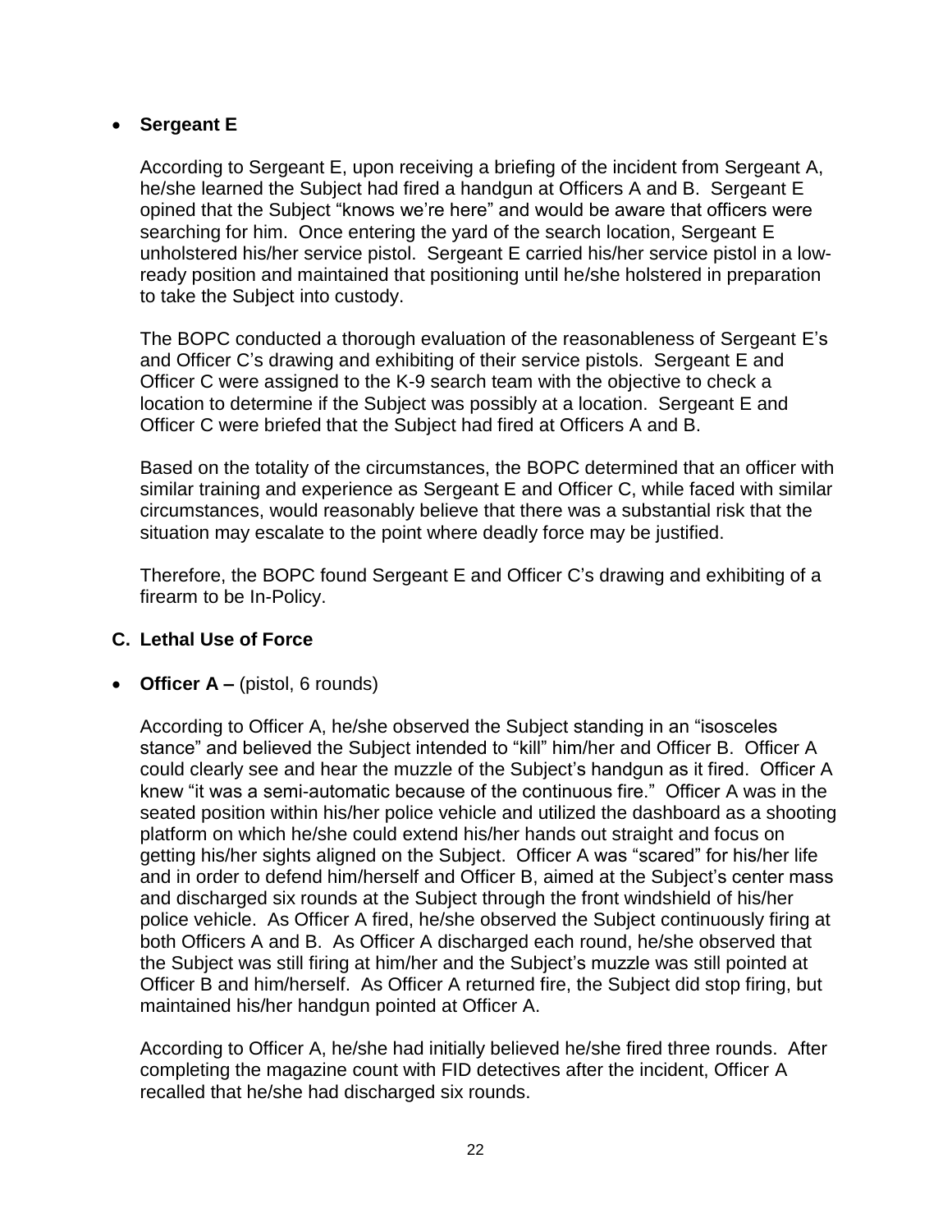- **Sergeant E**

  According to Sergeant E, upon receiving a briefing of the incident from Sergeant A, he/she learned the Subject had fired a handgun at Officers A and B. Sergeant E opined that the Subject "knows we're here" and would be aware that officers were searching for him. Once entering the yard of the search location, Sergeant E unholstered his/her service pistol. Sergeant E carried his/her service pistol in a low-ready position and maintained that positioning until he/she holstered in preparation to take the Subject into custody.

  The BOPC conducted a thorough evaluation of the reasonableness of Sergeant E's and Officer C's drawing and exhibiting of their service pistols. Sergeant E and Officer C were assigned to the K-9 search team with the objective to check a location to determine if the Subject was possibly at a location. Sergeant E and Officer C were briefed that the Subject had fired at Officers A and B.

  Based on the totality of the circumstances, the BOPC determined that an officer with similar training and experience as Sergeant E and Officer C, while faced with similar circumstances, would reasonably believe that there was a substantial risk that the situation may escalate to the point where deadly force may be justified.

  Therefore, the BOPC found Sergeant E and Officer C's drawing and exhibiting of a firearm to be In-Policy.

### C. Lethal Use of Force

- **Officer A –** (pistol, 6 rounds)

  According to Officer A, he/she observed the Subject standing in an "isosceles stance" and believed the Subject intended to "kill" him/her and Officer B. Officer A could clearly see and hear the muzzle of the Subject's handgun as it fired. Officer A knew "it was a semi-automatic because of the continuous fire." Officer A was in the seated position within his/her police vehicle and utilized the dashboard as a shooting platform on which he/she could extend his/her hands out straight and focus on getting his/her sights aligned on the Subject. Officer A was "scared" for his/her life and in order to defend him/herself and Officer B, aimed at the Subject's center mass and discharged six rounds at the Subject through the front windshield of his/her police vehicle. As Officer A fired, he/she observed the Subject continuously firing at both Officers A and B. As Officer A discharged each round, he/she observed that the Subject was still firing at him/her and the Subject's muzzle was still pointed at Officer B and him/herself. As Officer A returned fire, the Subject did stop firing, but maintained his/her handgun pointed at Officer A.

  According to Officer A, he/she had initially believed he/she fired three rounds. After completing the magazine count with FID detectives after the incident, Officer A recalled that he/she had discharged six rounds.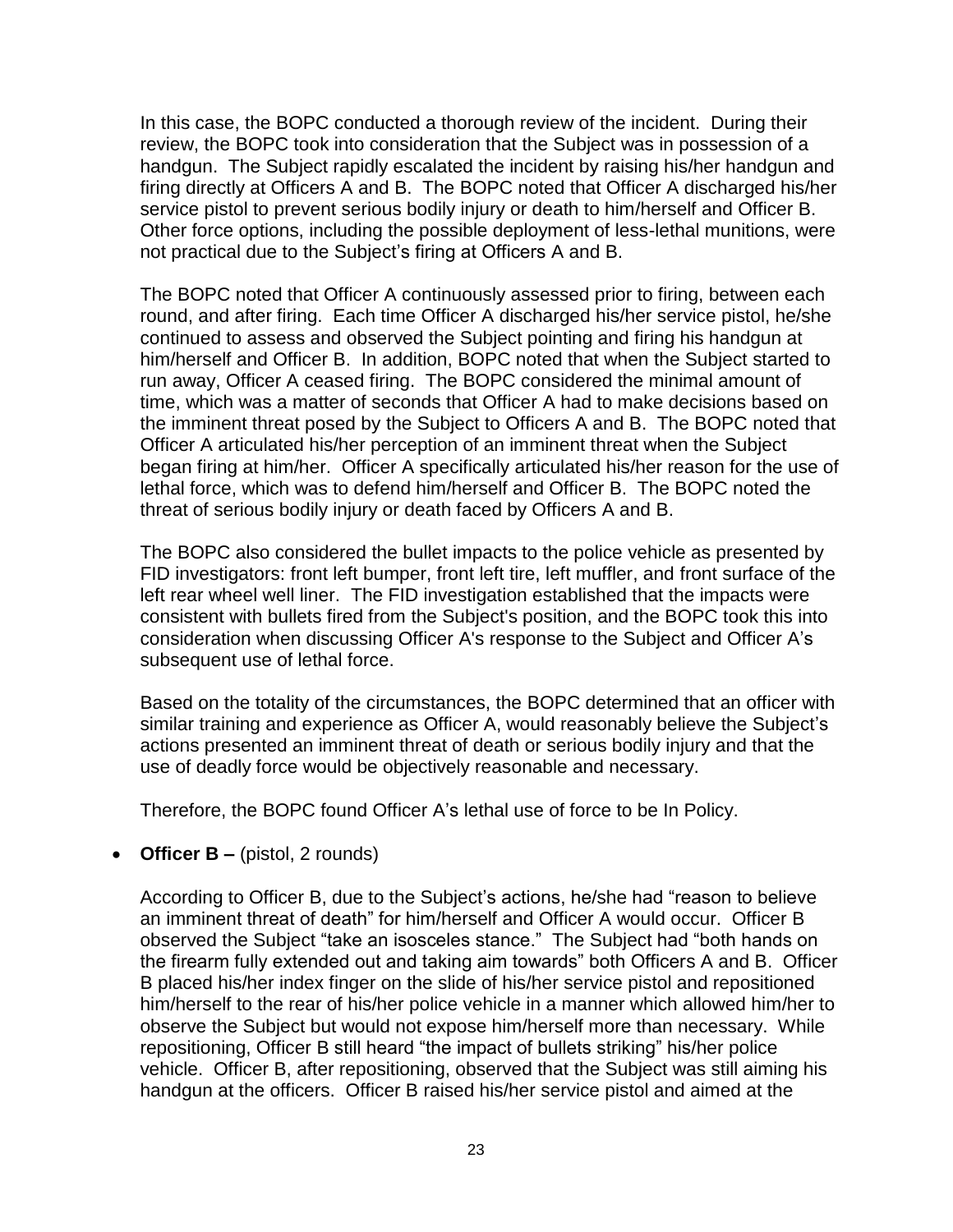In this case, the BOPC conducted a thorough review of the incident. During their review, the BOPC took into consideration that the Subject was in possession of a handgun. The Subject rapidly escalated the incident by raising his/her handgun and firing directly at Officers A and B. The BOPC noted that Officer A discharged his/her service pistol to prevent serious bodily injury or death to him/herself and Officer B. Other force options, including the possible deployment of less-lethal munitions, were not practical due to the Subject's firing at Officers A and B.

The BOPC noted that Officer A continuously assessed prior to firing, between each round, and after firing. Each time Officer A discharged his/her service pistol, he/she continued to assess and observed the Subject pointing and firing his handgun at him/herself and Officer B. In addition, BOPC noted that when the Subject started to run away, Officer A ceased firing. The BOPC considered the minimal amount of time, which was a matter of seconds that Officer A had to make decisions based on the imminent threat posed by the Subject to Officers A and B. The BOPC noted that Officer A articulated his/her perception of an imminent threat when the Subject began firing at him/her. Officer A specifically articulated his/her reason for the use of lethal force, which was to defend him/herself and Officer B. The BOPC noted the threat of serious bodily injury or death faced by Officers A and B.

The BOPC also considered the bullet impacts to the police vehicle as presented by FID investigators: front left bumper, front left tire, left muffler, and front surface of the left rear wheel well liner. The FID investigation established that the impacts were consistent with bullets fired from the Subject's position, and the BOPC took this into consideration when discussing Officer A's response to the Subject and Officer A's subsequent use of lethal force.

Based on the totality of the circumstances, the BOPC determined that an officer with similar training and experience as Officer A, would reasonably believe the Subject's actions presented an imminent threat of death or serious bodily injury and that the use of deadly force would be objectively reasonable and necessary.

Therefore, the BOPC found Officer A's lethal use of force to be In Policy.

- **Officer B –** (pistol, 2 rounds)

  According to Officer B, due to the Subject's actions, he/she had "reason to believe an imminent threat of death" for him/herself and Officer A would occur. Officer B observed the Subject "take an isosceles stance." The Subject had "both hands on the firearm fully extended out and taking aim towards" both Officers A and B. Officer B placed his/her index finger on the slide of his/her service pistol and repositioned him/herself to the rear of his/her police vehicle in a manner which allowed him/her to observe the Subject but would not expose him/herself more than necessary. While repositioning, Officer B still heard "the impact of bullets striking" his/her police vehicle. Officer B, after repositioning, observed that the Subject was still aiming his handgun at the officers. Officer B raised his/her service pistol and aimed at the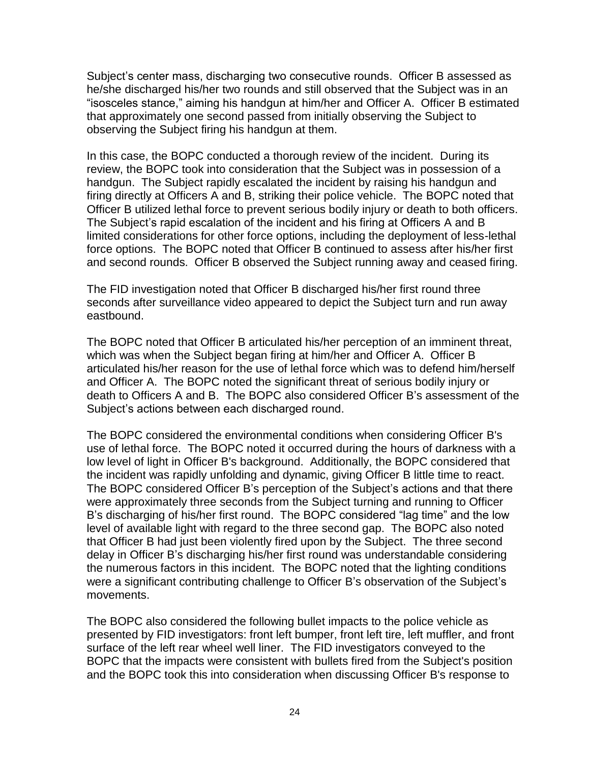Subject's center mass, discharging two consecutive rounds. Officer B assessed as he/she discharged his/her two rounds and still observed that the Subject was in an "isosceles stance," aiming his handgun at him/her and Officer A. Officer B estimated that approximately one second passed from initially observing the Subject to observing the Subject firing his handgun at them.

In this case, the BOPC conducted a thorough review of the incident. During its review, the BOPC took into consideration that the Subject was in possession of a handgun. The Subject rapidly escalated the incident by raising his handgun and firing directly at Officers A and B, striking their police vehicle. The BOPC noted that Officer B utilized lethal force to prevent serious bodily injury or death to both officers. The Subject's rapid escalation of the incident and his firing at Officers A and B limited considerations for other force options, including the deployment of less-lethal force options. The BOPC noted that Officer B continued to assess after his/her first and second rounds. Officer B observed the Subject running away and ceased firing.

The FID investigation noted that Officer B discharged his/her first round three seconds after surveillance video appeared to depict the Subject turn and run away eastbound.

The BOPC noted that Officer B articulated his/her perception of an imminent threat, which was when the Subject began firing at him/her and Officer A. Officer B articulated his/her reason for the use of lethal force which was to defend him/herself and Officer A. The BOPC noted the significant threat of serious bodily injury or death to Officers A and B. The BOPC also considered Officer B's assessment of the Subject's actions between each discharged round.

The BOPC considered the environmental conditions when considering Officer B's use of lethal force. The BOPC noted it occurred during the hours of darkness with a low level of light in Officer B's background. Additionally, the BOPC considered that the incident was rapidly unfolding and dynamic, giving Officer B little time to react. The BOPC considered Officer B's perception of the Subject's actions and that there were approximately three seconds from the Subject turning and running to Officer B's discharging of his/her first round. The BOPC considered "lag time" and the low level of available light with regard to the three second gap. The BOPC also noted that Officer B had just been violently fired upon by the Subject. The three second delay in Officer B's discharging his/her first round was understandable considering the numerous factors in this incident. The BOPC noted that the lighting conditions were a significant contributing challenge to Officer B's observation of the Subject's movements.

The BOPC also considered the following bullet impacts to the police vehicle as presented by FID investigators: front left bumper, front left tire, left muffler, and front surface of the left rear wheel well liner. The FID investigators conveyed to the BOPC that the impacts were consistent with bullets fired from the Subject's position and the BOPC took this into consideration when discussing Officer B's response to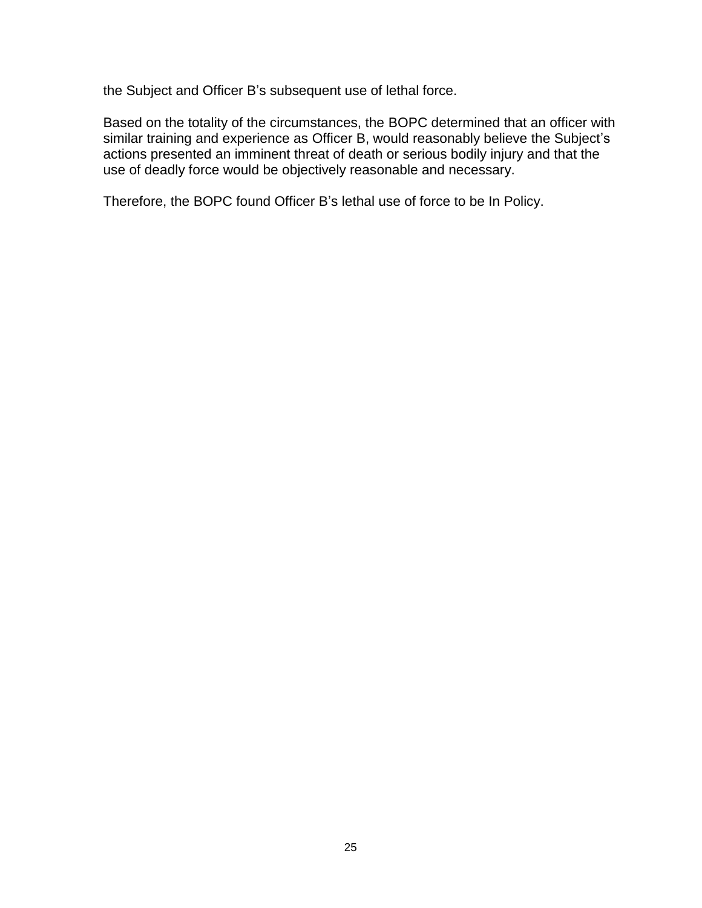the Subject and Officer B’s subsequent use of lethal force.

Based on the totality of the circumstances, the BOPC determined that an officer with similar training and experience as Officer B, would reasonably believe the Subject’s actions presented an imminent threat of death or serious bodily injury and that the use of deadly force would be objectively reasonable and necessary.

Therefore, the BOPC found Officer B’s lethal use of force to be In Policy.